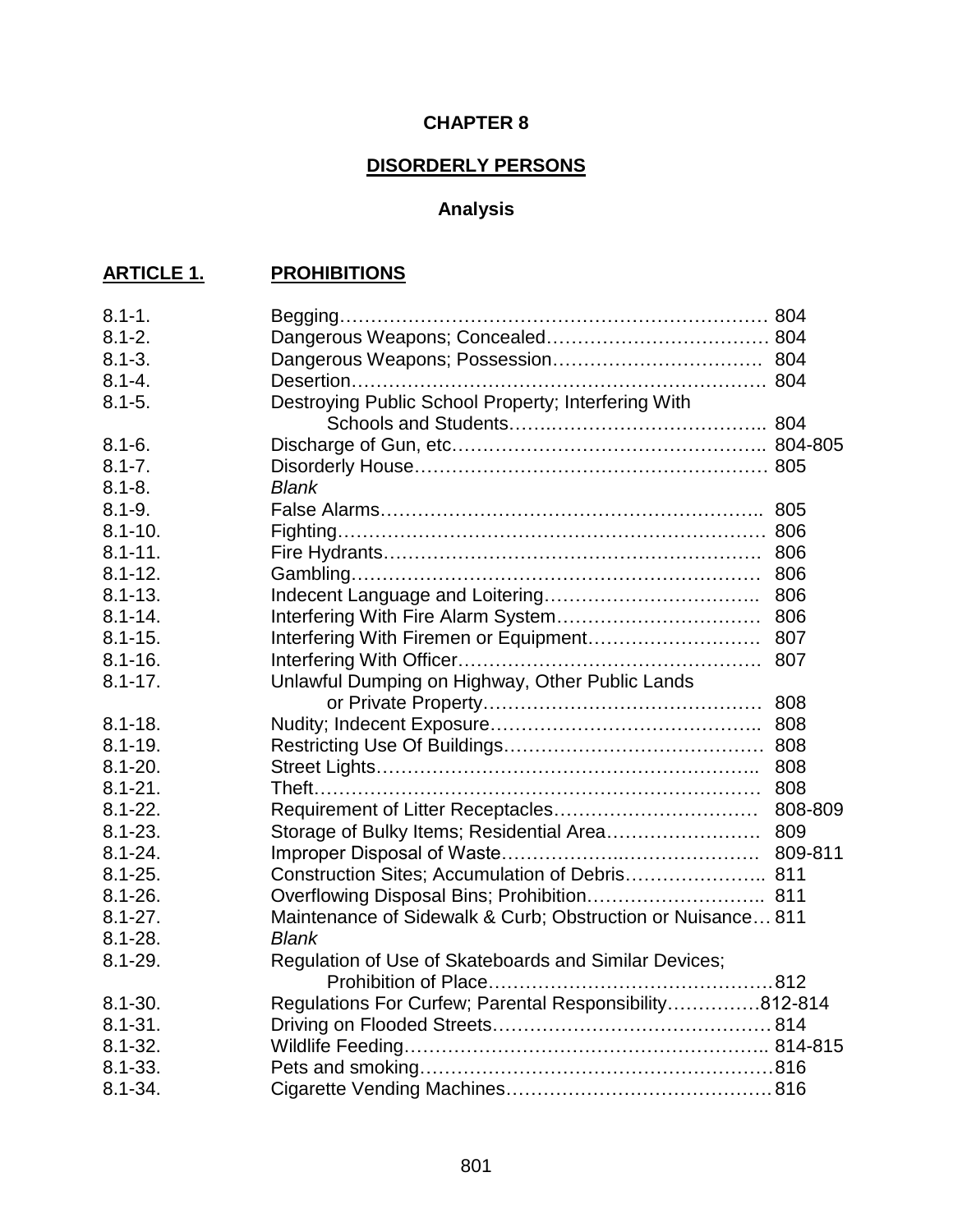# CHAPTER 8

## DISORDERLY PERSONS

### Analysis

**ARTICLE 1. PROHIBITIONS**

| Section | Title | Page |
|---|---|---|
| 8.1-1. | Begging | 804 |
| 8.1-2. | Dangerous Weapons; Concealed | 804 |
| 8.1-3. | Dangerous Weapons; Possession | 804 |
| 8.1-4. | Desertion | 804 |
| 8.1-5. | Destroying Public School Property; Interfering With Schools and Students | 804 |
| 8.1-6. | Discharge of Gun, etc | 804-805 |
| 8.1-7. | Disorderly House | 805 |
| 8.1-8. | *Blank* | |
| 8.1-9. | False Alarms | 805 |
| 8.1-10. | Fighting | 806 |
| 8.1-11. | Fire Hydrants | 806 |
| 8.1-12. | Gambling | 806 |
| 8.1-13. | Indecent Language and Loitering | 806 |
| 8.1-14. | Interfering With Fire Alarm System | 806 |
| 8.1-15. | Interfering With Firemen or Equipment | 807 |
| 8.1-16. | Interfering With Officer | 807 |
| 8.1-17. | Unlawful Dumping on Highway, Other Public Lands or Private Property | 808 |
| 8.1-18. | Nudity; Indecent Exposure | 808 |
| 8.1-19. | Restricting Use Of Buildings | 808 |
| 8.1-20. | Street Lights | 808 |
| 8.1-21. | Theft | 808 |
| 8.1-22. | Requirement of Litter Receptacles | 808-809 |
| 8.1-23. | Storage of Bulky Items; Residential Area | 809 |
| 8.1-24. | Improper Disposal of Waste | 809-811 |
| 8.1-25. | Construction Sites; Accumulation of Debris | 811 |
| 8.1-26. | Overflowing Disposal Bins; Prohibition | 811 |
| 8.1-27. | Maintenance of Sidewalk & Curb; Obstruction or Nuisance | 811 |
| 8.1-28. | *Blank* | |
| 8.1-29. | Regulation of Use of Skateboards and Similar Devices; Prohibition of Place | 812 |
| 8.1-30. | Regulations For Curfew; Parental Responsibility | 812-814 |
| 8.1-31. | Driving on Flooded Streets | 814 |
| 8.1-32. | Wildlife Feeding | 814-815 |
| 8.1-33. | Pets and smoking | 816 |
| 8.1-34. | Cigarette Vending Machines | 816 |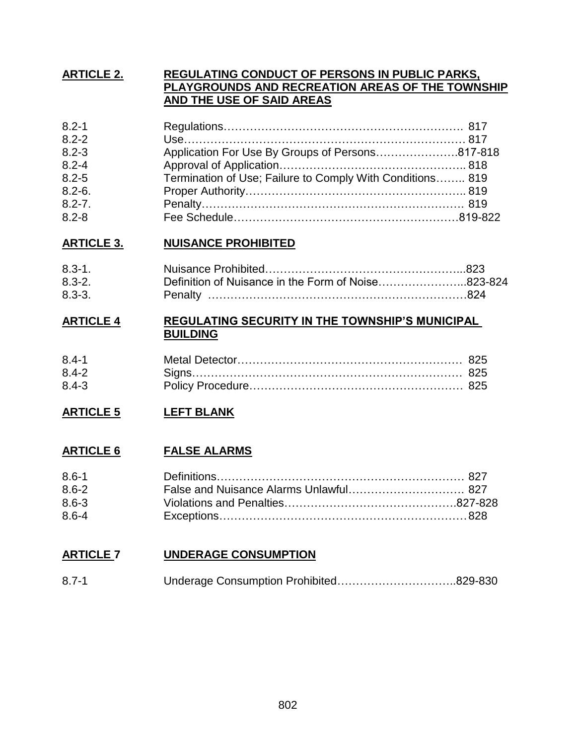## ARTICLE 2. REGULATING CONDUCT OF PERSONS IN PUBLIC PARKS, PLAYGROUNDS AND RECREATION AREAS OF THE TOWNSHIP AND THE USE OF SAID AREAS

| | | |
|---|---|---|
| 8.2-1 | Regulations | 817 |
| 8.2-2 | Use | 817 |
| 8.2-3 | Application For Use By Groups of Persons | 817-818 |
| 8.2-4 | Approval of Application | 818 |
| 8.2-5 | Termination of Use; Failure to Comply With Conditions | 819 |
| 8.2-6. | Proper Authority | 819 |
| 8.2-7. | Penalty | 819 |
| 8.2-8 | Fee Schedule | 819-822 |

## ARTICLE 3. NUISANCE PROHIBITED

| | | |
|---|---|---|
| 8.3-1. | Nuisance Prohibited | 823 |
| 8.3-2. | Definition of Nuisance in the Form of Noise | 823-824 |
| 8.3-3. | Penalty | 824 |

## ARTICLE 4 REGULATING SECURITY IN THE TOWNSHIP'S MUNICIPAL BUILDING

| | | |
|---|---|---|
| 8.4-1 | Metal Detector | 825 |
| 8.4-2 | Signs | 825 |
| 8.4-3 | Policy Procedure | 825 |

## ARTICLE 5 LEFT BLANK

## ARTICLE 6 FALSE ALARMS

| | | |
|---|---|---|
| 8.6-1 | Definitions | 827 |
| 8.6-2 | False and Nuisance Alarms Unlawful | 827 |
| 8.6-3 | Violations and Penalties | 827-828 |
| 8.6-4 | Exceptions | 828 |

## ARTICLE 7 UNDERAGE CONSUMPTION

| | | |
|---|---|---|
| 8.7-1 | Underage Consumption Prohibited | 829-830 |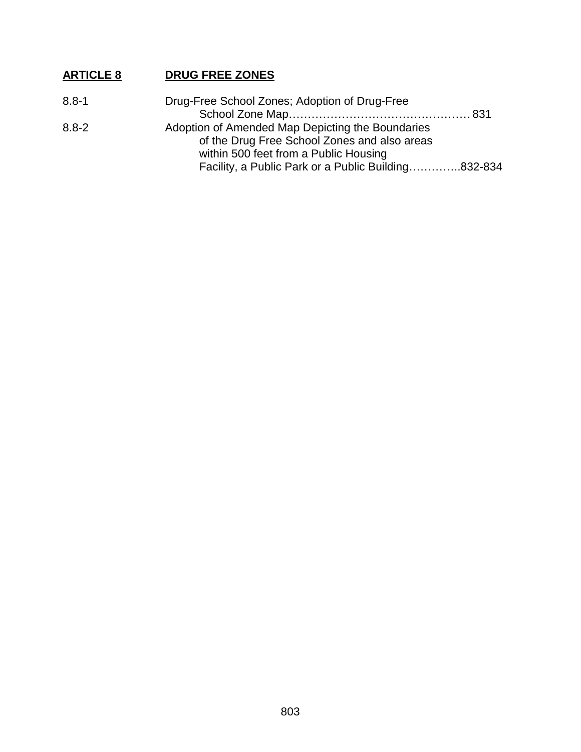## **ARTICLE 8 DRUG FREE ZONES**

8.8-1 Drug-Free School Zones; Adoption of Drug-Free School Zone Map………………………………………… 831

8.8-2 Adoption of Amended Map Depicting the Boundaries of the Drug Free School Zones and also areas within 500 feet from a Public Housing Facility, a Public Park or a Public Building…………..832-834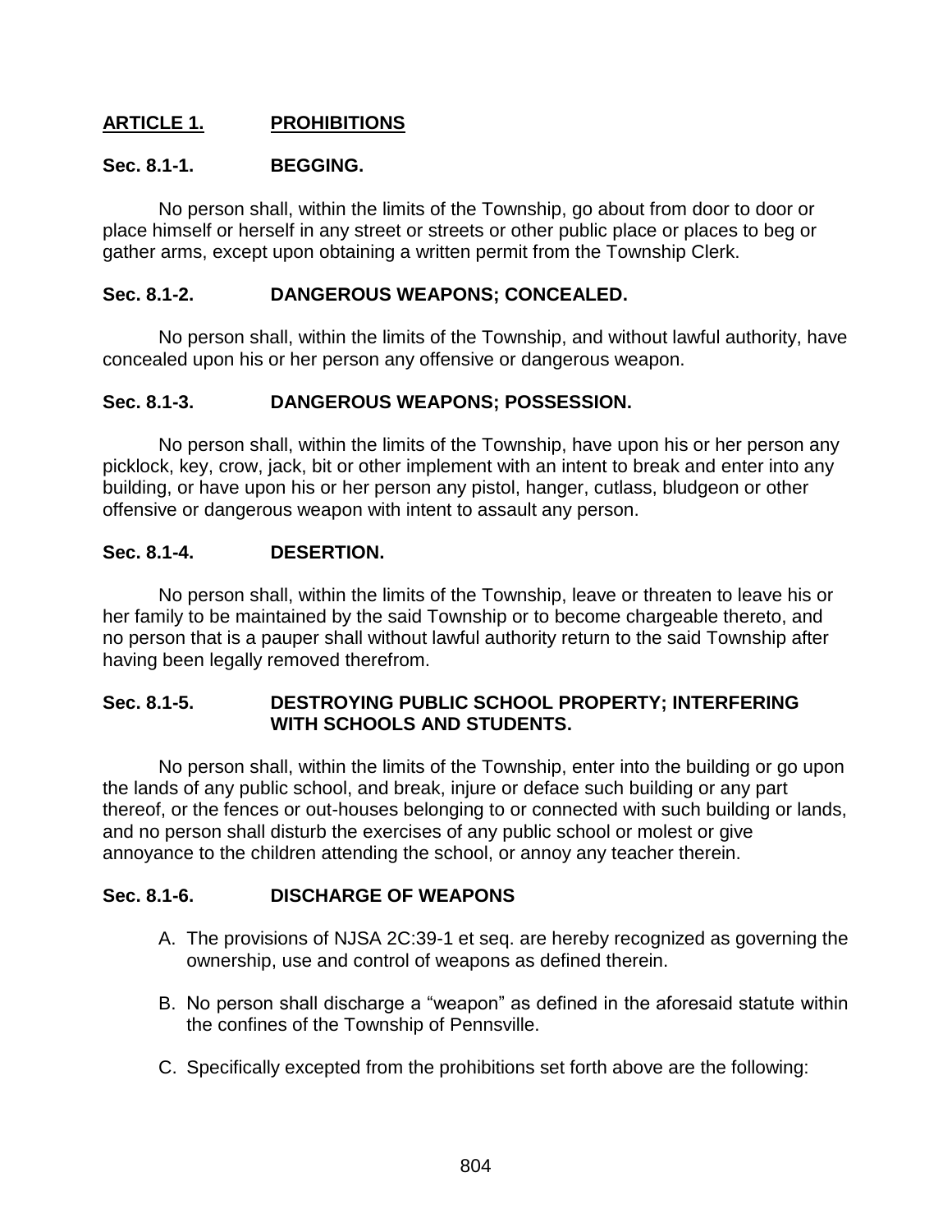## ARTICLE 1. PROHIBITIONS

### Sec. 8.1-1. BEGGING.

No person shall, within the limits of the Township, go about from door to door or place himself or herself in any street or streets or other public place or places to beg or gather arms, except upon obtaining a written permit from the Township Clerk.

### Sec. 8.1-2. DANGEROUS WEAPONS; CONCEALED.

No person shall, within the limits of the Township, and without lawful authority, have concealed upon his or her person any offensive or dangerous weapon.

### Sec. 8.1-3. DANGEROUS WEAPONS; POSSESSION.

No person shall, within the limits of the Township, have upon his or her person any picklock, key, crow, jack, bit or other implement with an intent to break and enter into any building, or have upon his or her person any pistol, hanger, cutlass, bludgeon or other offensive or dangerous weapon with intent to assault any person.

### Sec. 8.1-4. DESERTION.

No person shall, within the limits of the Township, leave or threaten to leave his or her family to be maintained by the said Township or to become chargeable thereto, and no person that is a pauper shall without lawful authority return to the said Township after having been legally removed therefrom.

### Sec. 8.1-5. DESTROYING PUBLIC SCHOOL PROPERTY; INTERFERING WITH SCHOOLS AND STUDENTS.

No person shall, within the limits of the Township, enter into the building or go upon the lands of any public school, and break, injure or deface such building or any part thereof, or the fences or out-houses belonging to or connected with such building or lands, and no person shall disturb the exercises of any public school or molest or give annoyance to the children attending the school, or annoy any teacher therein.

### Sec. 8.1-6. DISCHARGE OF WEAPONS

A. The provisions of NJSA 2C:39-1 et seq. are hereby recognized as governing the ownership, use and control of weapons as defined therein.

B. No person shall discharge a "weapon" as defined in the aforesaid statute within the confines of the Township of Pennsville.

C. Specifically excepted from the prohibitions set forth above are the following: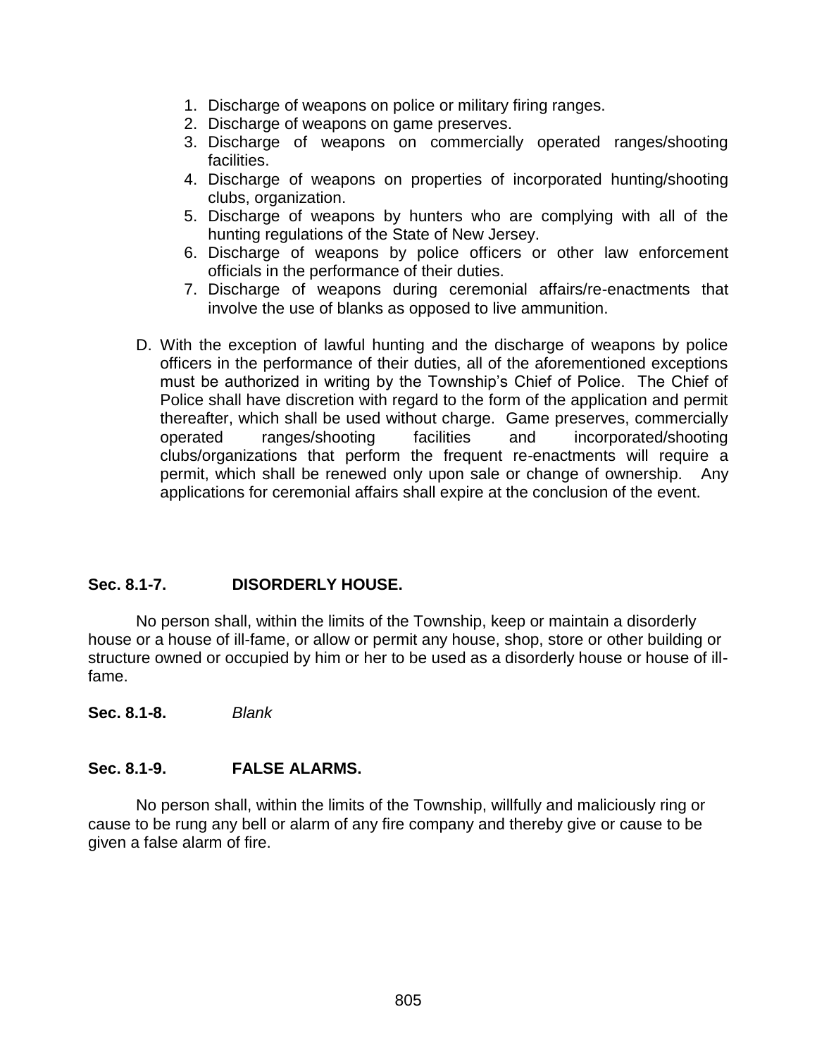1. Discharge of weapons on police or military firing ranges.
2. Discharge of weapons on game preserves.
3. Discharge of weapons on commercially operated ranges/shooting facilities.
4. Discharge of weapons on properties of incorporated hunting/shooting clubs, organization.
5. Discharge of weapons by hunters who are complying with all of the hunting regulations of the State of New Jersey.
6. Discharge of weapons by police officers or other law enforcement officials in the performance of their duties.
7. Discharge of weapons during ceremonial affairs/re-enactments that involve the use of blanks as opposed to live ammunition.

D. With the exception of lawful hunting and the discharge of weapons by police officers in the performance of their duties, all of the aforementioned exceptions must be authorized in writing by the Township's Chief of Police. The Chief of Police shall have discretion with regard to the form of the application and permit thereafter, which shall be used without charge. Game preserves, commercially operated ranges/shooting facilities and incorporated/shooting clubs/organizations that perform the frequent re-enactments will require a permit, which shall be renewed only upon sale or change of ownership. Any applications for ceremonial affairs shall expire at the conclusion of the event.

**Sec. 8.1-7. DISORDERLY HOUSE.**

No person shall, within the limits of the Township, keep or maintain a disorderly house or a house of ill-fame, or allow or permit any house, shop, store or other building or structure owned or occupied by him or her to be used as a disorderly house or house of ill-fame.

**Sec. 8.1-8.** *Blank*

**Sec. 8.1-9. FALSE ALARMS.**

No person shall, within the limits of the Township, willfully and maliciously ring or cause to be rung any bell or alarm of any fire company and thereby give or cause to be given a false alarm of fire.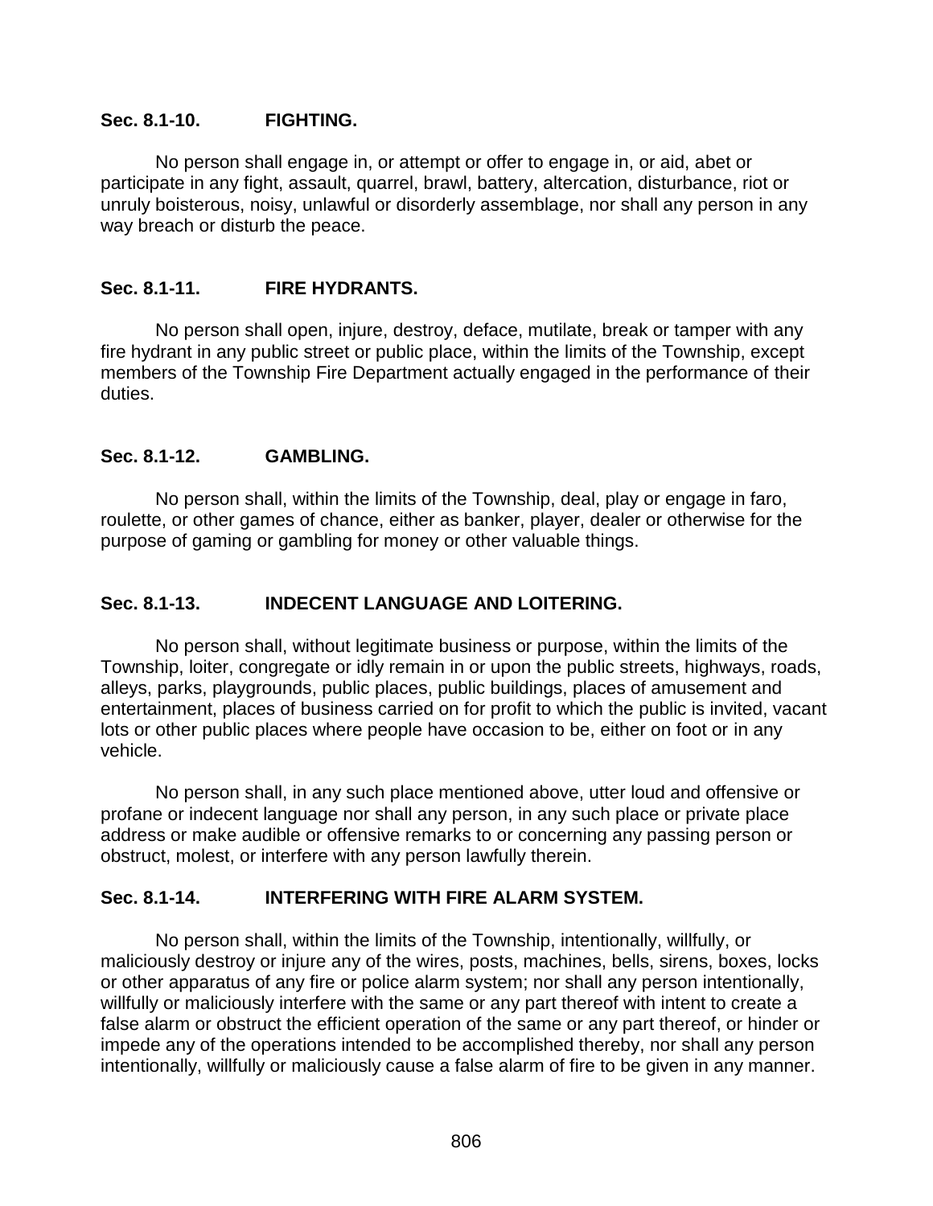**Sec. 8.1-10. FIGHTING.**

No person shall engage in, or attempt or offer to engage in, or aid, abet or participate in any fight, assault, quarrel, brawl, battery, altercation, disturbance, riot or unruly boisterous, noisy, unlawful or disorderly assemblage, nor shall any person in any way breach or disturb the peace.

**Sec. 8.1-11. FIRE HYDRANTS.**

No person shall open, injure, destroy, deface, mutilate, break or tamper with any fire hydrant in any public street or public place, within the limits of the Township, except members of the Township Fire Department actually engaged in the performance of their duties.

**Sec. 8.1-12. GAMBLING.**

No person shall, within the limits of the Township, deal, play or engage in faro, roulette, or other games of chance, either as banker, player, dealer or otherwise for the purpose of gaming or gambling for money or other valuable things.

**Sec. 8.1-13. INDECENT LANGUAGE AND LOITERING.**

No person shall, without legitimate business or purpose, within the limits of the Township, loiter, congregate or idly remain in or upon the public streets, highways, roads, alleys, parks, playgrounds, public places, public buildings, places of amusement and entertainment, places of business carried on for profit to which the public is invited, vacant lots or other public places where people have occasion to be, either on foot or in any vehicle.

No person shall, in any such place mentioned above, utter loud and offensive or profane or indecent language nor shall any person, in any such place or private place address or make audible or offensive remarks to or concerning any passing person or obstruct, molest, or interfere with any person lawfully therein.

**Sec. 8.1-14. INTERFERING WITH FIRE ALARM SYSTEM.**

No person shall, within the limits of the Township, intentionally, willfully, or maliciously destroy or injure any of the wires, posts, machines, bells, sirens, boxes, locks or other apparatus of any fire or police alarm system; nor shall any person intentionally, willfully or maliciously interfere with the same or any part thereof with intent to create a false alarm or obstruct the efficient operation of the same or any part thereof, or hinder or impede any of the operations intended to be accomplished thereby, nor shall any person intentionally, willfully or maliciously cause a false alarm of fire to be given in any manner.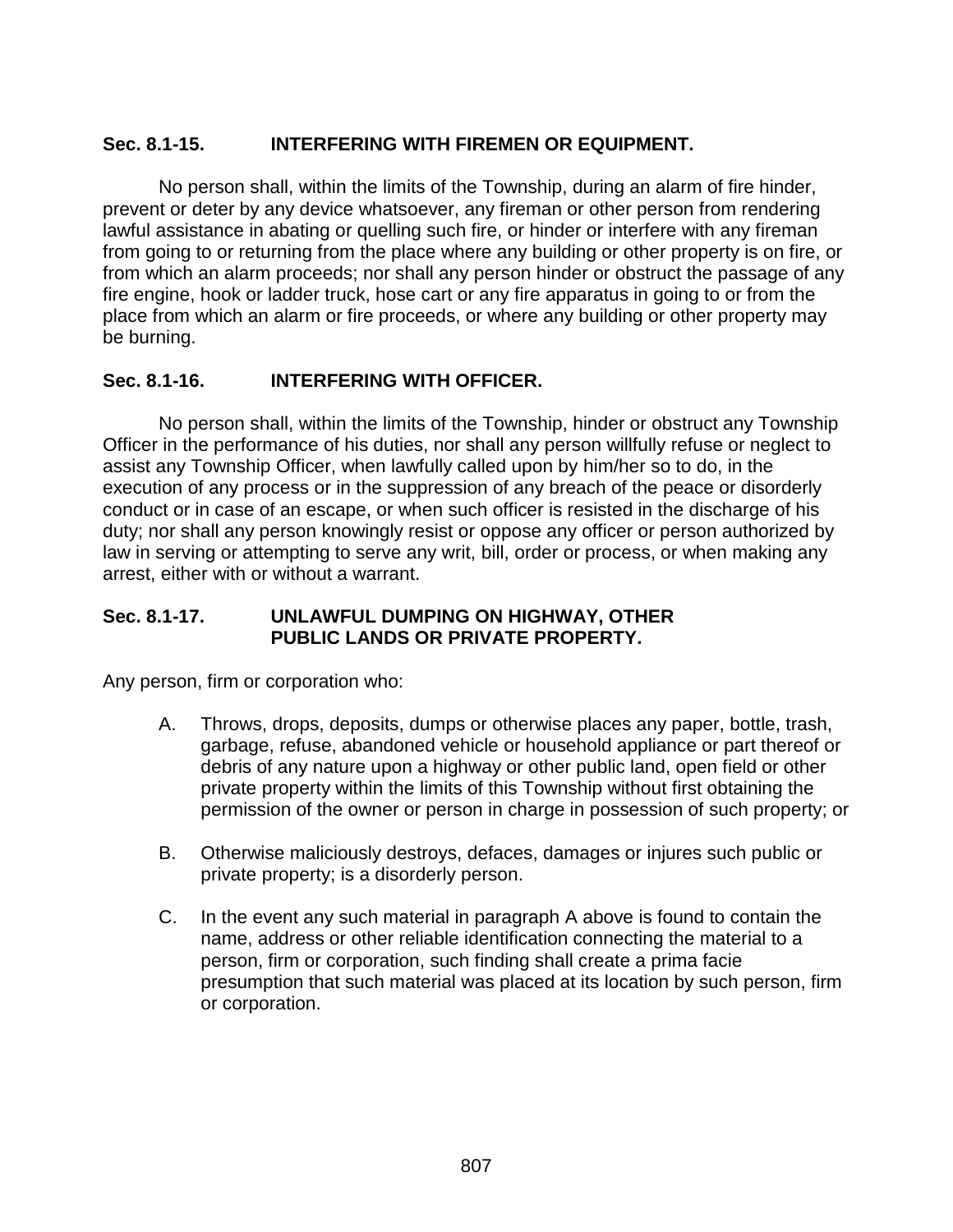### Sec. 8.1-15. INTERFERING WITH FIREMEN OR EQUIPMENT.

No person shall, within the limits of the Township, during an alarm of fire hinder, prevent or deter by any device whatsoever, any fireman or other person from rendering lawful assistance in abating or quelling such fire, or hinder or interfere with any fireman from going to or returning from the place where any building or other property is on fire, or from which an alarm proceeds; nor shall any person hinder or obstruct the passage of any fire engine, hook or ladder truck, hose cart or any fire apparatus in going to or from the place from which an alarm or fire proceeds, or where any building or other property may be burning.

### Sec. 8.1-16. INTERFERING WITH OFFICER.

No person shall, within the limits of the Township, hinder or obstruct any Township Officer in the performance of his duties, nor shall any person willfully refuse or neglect to assist any Township Officer, when lawfully called upon by him/her so to do, in the execution of any process or in the suppression of any breach of the peace or disorderly conduct or in case of an escape, or when such officer is resisted in the discharge of his duty; nor shall any person knowingly resist or oppose any officer or person authorized by law in serving or attempting to serve any writ, bill, order or process, or when making any arrest, either with or without a warrant.

### Sec. 8.1-17. UNLAWFUL DUMPING ON HIGHWAY, OTHER PUBLIC LANDS OR PRIVATE PROPERTY.

Any person, firm or corporation who:

A. Throws, drops, deposits, dumps or otherwise places any paper, bottle, trash, garbage, refuse, abandoned vehicle or household appliance or part thereof or debris of any nature upon a highway or other public land, open field or other private property within the limits of this Township without first obtaining the permission of the owner or person in charge in possession of such property; or

B. Otherwise maliciously destroys, defaces, damages or injures such public or private property; is a disorderly person.

C. In the event any such material in paragraph A above is found to contain the name, address or other reliable identification connecting the material to a person, firm or corporation, such finding shall create a prima facie presumption that such material was placed at its location by such person, firm or corporation.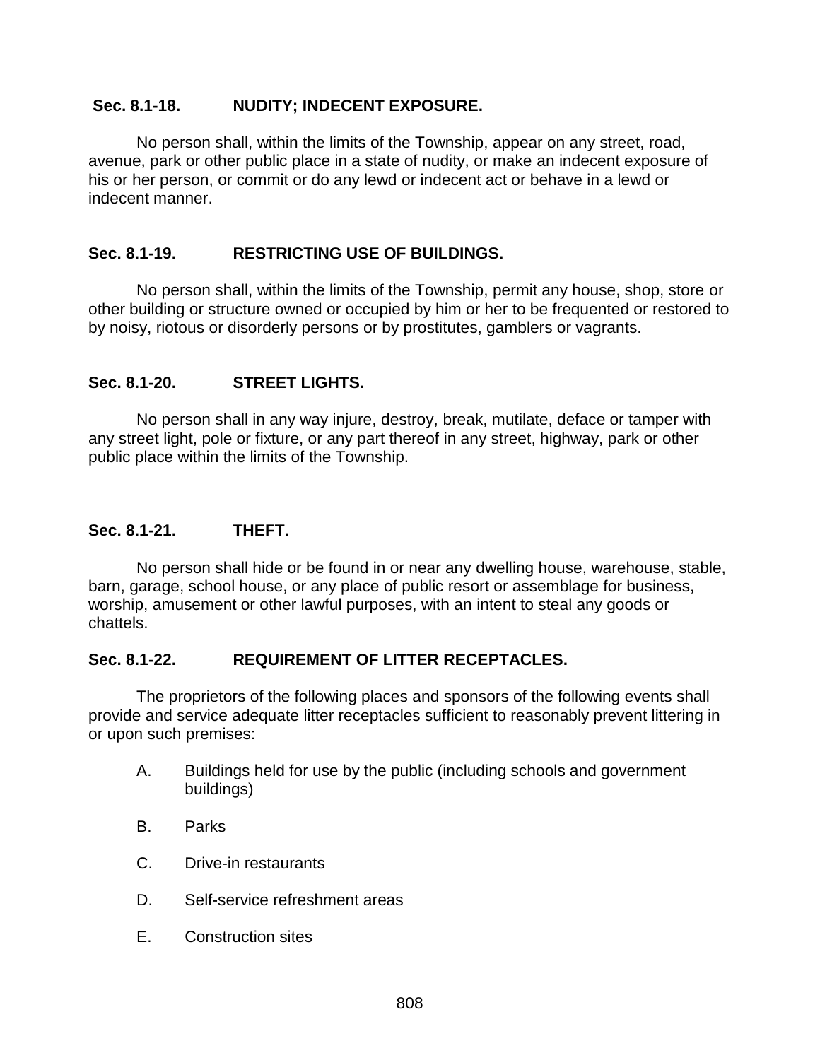### Sec. 8.1-18. NUDITY; INDECENT EXPOSURE.

No person shall, within the limits of the Township, appear on any street, road, avenue, park or other public place in a state of nudity, or make an indecent exposure of his or her person, or commit or do any lewd or indecent act or behave in a lewd or indecent manner.

### Sec. 8.1-19. RESTRICTING USE OF BUILDINGS.

No person shall, within the limits of the Township, permit any house, shop, store or other building or structure owned or occupied by him or her to be frequented or restored to by noisy, riotous or disorderly persons or by prostitutes, gamblers or vagrants.

### Sec. 8.1-20. STREET LIGHTS.

No person shall in any way injure, destroy, break, mutilate, deface or tamper with any street light, pole or fixture, or any part thereof in any street, highway, park or other public place within the limits of the Township.

### Sec. 8.1-21. THEFT.

No person shall hide or be found in or near any dwelling house, warehouse, stable, barn, garage, school house, or any place of public resort or assemblage for business, worship, amusement or other lawful purposes, with an intent to steal any goods or chattels.

### Sec. 8.1-22. REQUIREMENT OF LITTER RECEPTACLES.

The proprietors of the following places and sponsors of the following events shall provide and service adequate litter receptacles sufficient to reasonably prevent littering in or upon such premises:

A. Buildings held for use by the public (including schools and government buildings)

B. Parks

C. Drive-in restaurants

D. Self-service refreshment areas

E. Construction sites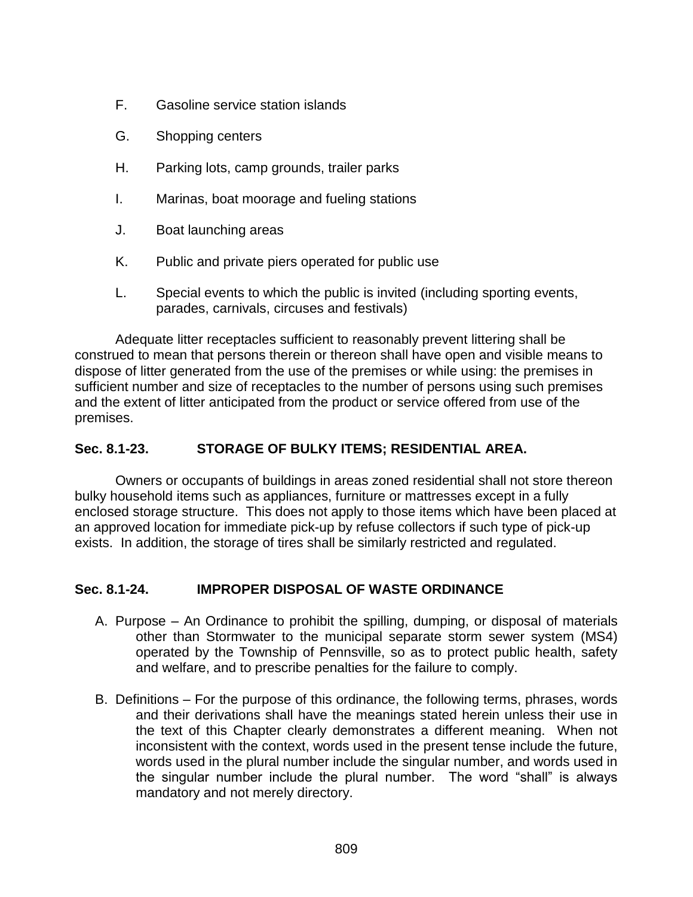F. Gasoline service station islands

G. Shopping centers

H. Parking lots, camp grounds, trailer parks

I. Marinas, boat moorage and fueling stations

J. Boat launching areas

K. Public and private piers operated for public use

L. Special events to which the public is invited (including sporting events, parades, carnivals, circuses and festivals)

Adequate litter receptacles sufficient to reasonably prevent littering shall be construed to mean that persons therein or thereon shall have open and visible means to dispose of litter generated from the use of the premises or while using: the premises in sufficient number and size of receptacles to the number of persons using such premises and the extent of litter anticipated from the product or service offered from use of the premises.

### Sec. 8.1-23. STORAGE OF BULKY ITEMS; RESIDENTIAL AREA.

Owners or occupants of buildings in areas zoned residential shall not store thereon bulky household items such as appliances, furniture or mattresses except in a fully enclosed storage structure. This does not apply to those items which have been placed at an approved location for immediate pick-up by refuse collectors if such type of pick-up exists. In addition, the storage of tires shall be similarly restricted and regulated.

### Sec. 8.1-24. IMPROPER DISPOSAL OF WASTE ORDINANCE

A. Purpose – An Ordinance to prohibit the spilling, dumping, or disposal of materials other than Stormwater to the municipal separate storm sewer system (MS4) operated by the Township of Pennsville, so as to protect public health, safety and welfare, and to prescribe penalties for the failure to comply.

B. Definitions – For the purpose of this ordinance, the following terms, phrases, words and their derivations shall have the meanings stated herein unless their use in the text of this Chapter clearly demonstrates a different meaning. When not inconsistent with the context, words used in the present tense include the future, words used in the plural number include the singular number, and words used in the singular number include the plural number. The word "shall" is always mandatory and not merely directory.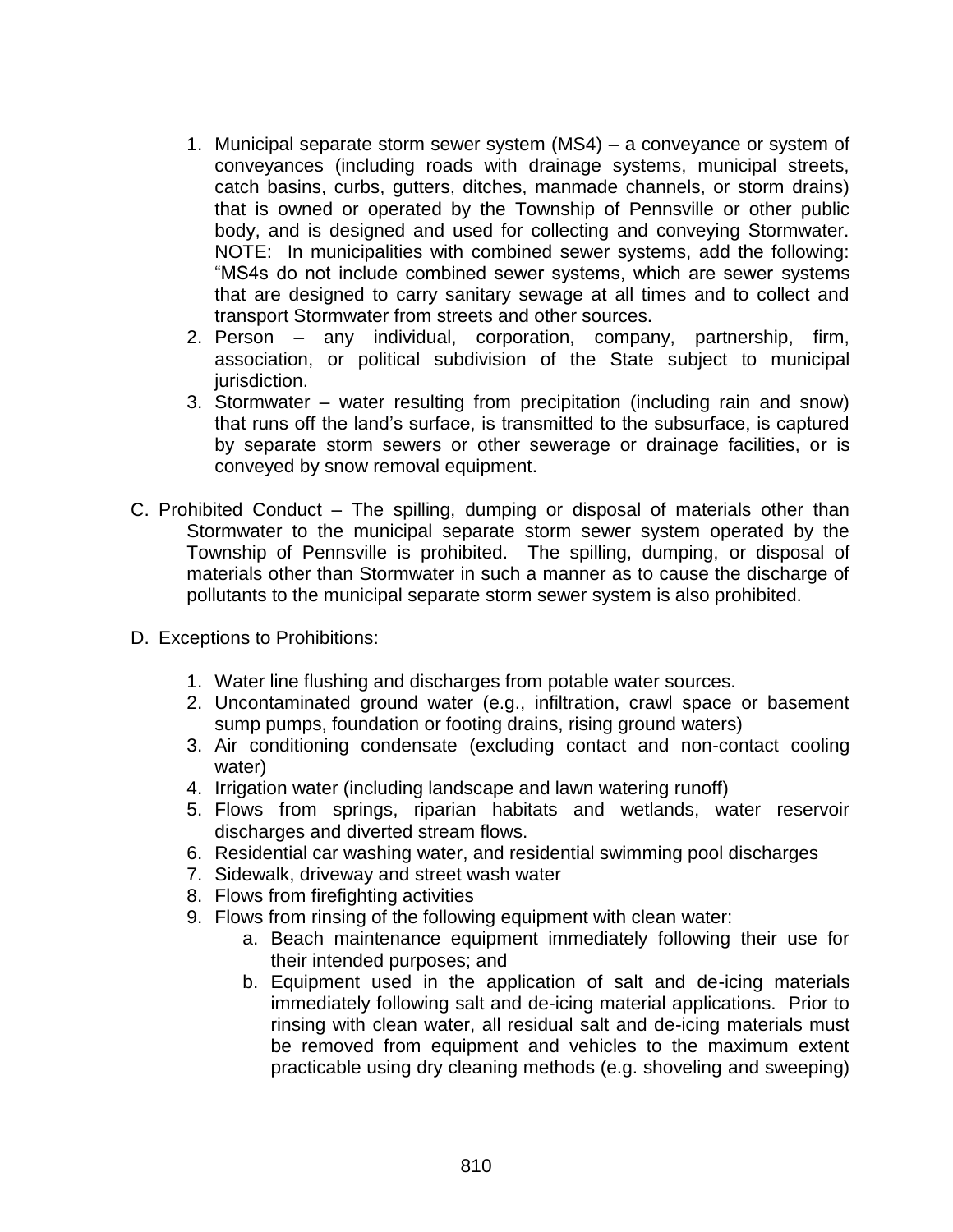1. Municipal separate storm sewer system (MS4) – a conveyance or system of conveyances (including roads with drainage systems, municipal streets, catch basins, curbs, gutters, ditches, manmade channels, or storm drains) that is owned or operated by the Township of Pennsville or other public body, and is designed and used for collecting and conveying Stormwater. NOTE: In municipalities with combined sewer systems, add the following: "MS4s do not include combined sewer systems, which are sewer systems that are designed to carry sanitary sewage at all times and to collect and transport Stormwater from streets and other sources.
2. Person – any individual, corporation, company, partnership, firm, association, or political subdivision of the State subject to municipal jurisdiction.
3. Stormwater – water resulting from precipitation (including rain and snow) that runs off the land's surface, is transmitted to the subsurface, is captured by separate storm sewers or other sewerage or drainage facilities, or is conveyed by snow removal equipment.

C. Prohibited Conduct – The spilling, dumping or disposal of materials other than Stormwater to the municipal separate storm sewer system operated by the Township of Pennsville is prohibited. The spilling, dumping, or disposal of materials other than Stormwater in such a manner as to cause the discharge of pollutants to the municipal separate storm sewer system is also prohibited.

D. Exceptions to Prohibitions:

1. Water line flushing and discharges from potable water sources.
2. Uncontaminated ground water (e.g., infiltration, crawl space or basement sump pumps, foundation or footing drains, rising ground waters)
3. Air conditioning condensate (excluding contact and non-contact cooling water)
4. Irrigation water (including landscape and lawn watering runoff)
5. Flows from springs, riparian habitats and wetlands, water reservoir discharges and diverted stream flows.
6. Residential car washing water, and residential swimming pool discharges
7. Sidewalk, driveway and street wash water
8. Flows from firefighting activities
9. Flows from rinsing of the following equipment with clean water:
    a. Beach maintenance equipment immediately following their use for their intended purposes; and
    b. Equipment used in the application of salt and de-icing materials immediately following salt and de-icing material applications. Prior to rinsing with clean water, all residual salt and de-icing materials must be removed from equipment and vehicles to the maximum extent practicable using dry cleaning methods (e.g. shoveling and sweeping)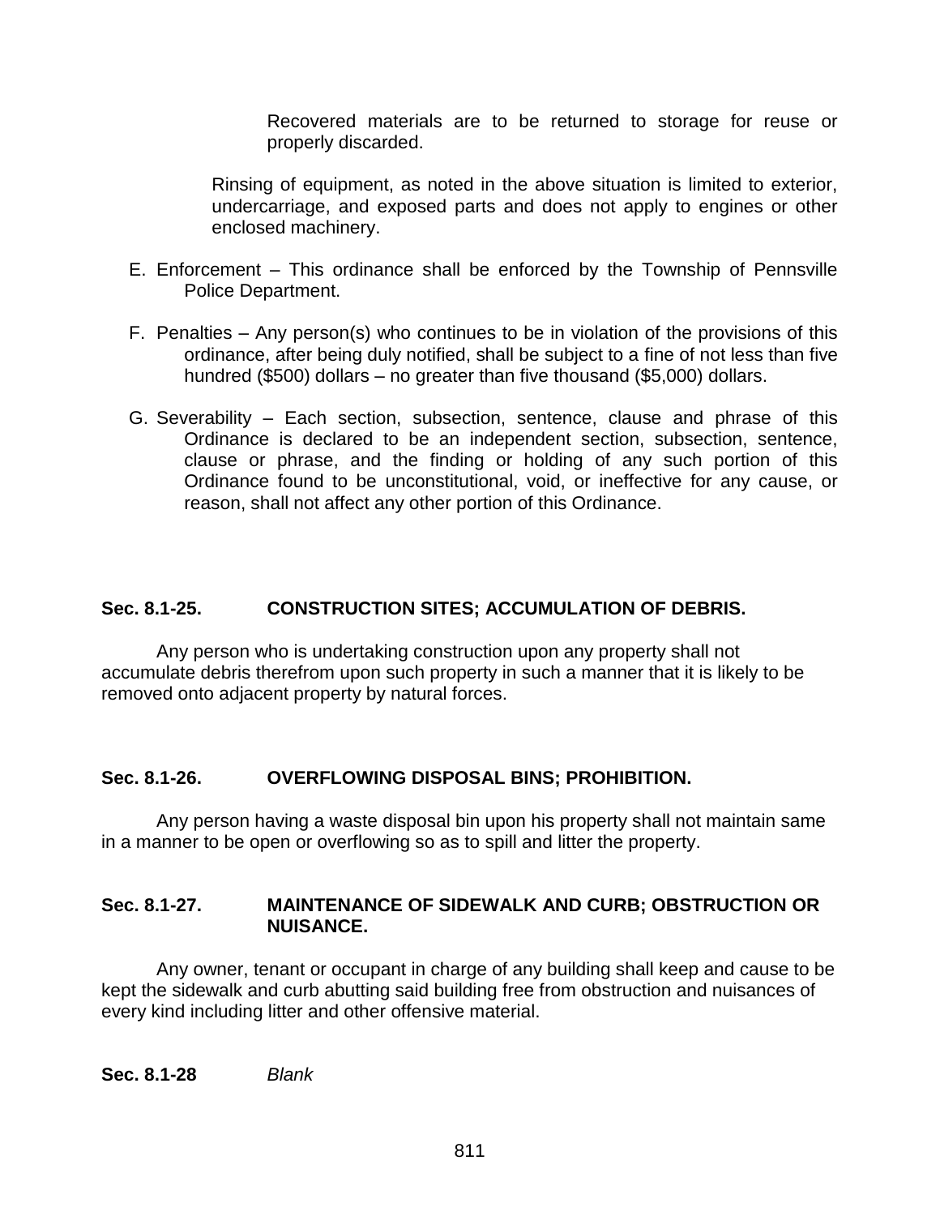Recovered materials are to be returned to storage for reuse or properly discarded.

Rinsing of equipment, as noted in the above situation is limited to exterior, undercarriage, and exposed parts and does not apply to engines or other enclosed machinery.

E. Enforcement – This ordinance shall be enforced by the Township of Pennsville Police Department.

F. Penalties – Any person(s) who continues to be in violation of the provisions of this ordinance, after being duly notified, shall be subject to a fine of not less than five hundred ($500) dollars – no greater than five thousand ($5,000) dollars.

G. Severability – Each section, subsection, sentence, clause and phrase of this Ordinance is declared to be an independent section, subsection, sentence, clause or phrase, and the finding or holding of any such portion of this Ordinance found to be unconstitutional, void, or ineffective for any cause, or reason, shall not affect any other portion of this Ordinance.

**Sec. 8.1-25. CONSTRUCTION SITES; ACCUMULATION OF DEBRIS.**

Any person who is undertaking construction upon any property shall not accumulate debris therefrom upon such property in such a manner that it is likely to be removed onto adjacent property by natural forces.

**Sec. 8.1-26. OVERFLOWING DISPOSAL BINS; PROHIBITION.**

Any person having a waste disposal bin upon his property shall not maintain same in a manner to be open or overflowing so as to spill and litter the property.

**Sec. 8.1-27. MAINTENANCE OF SIDEWALK AND CURB; OBSTRUCTION OR NUISANCE.**

Any owner, tenant or occupant in charge of any building shall keep and cause to be kept the sidewalk and curb abutting said building free from obstruction and nuisances of every kind including litter and other offensive material.

**Sec. 8.1-28** *Blank*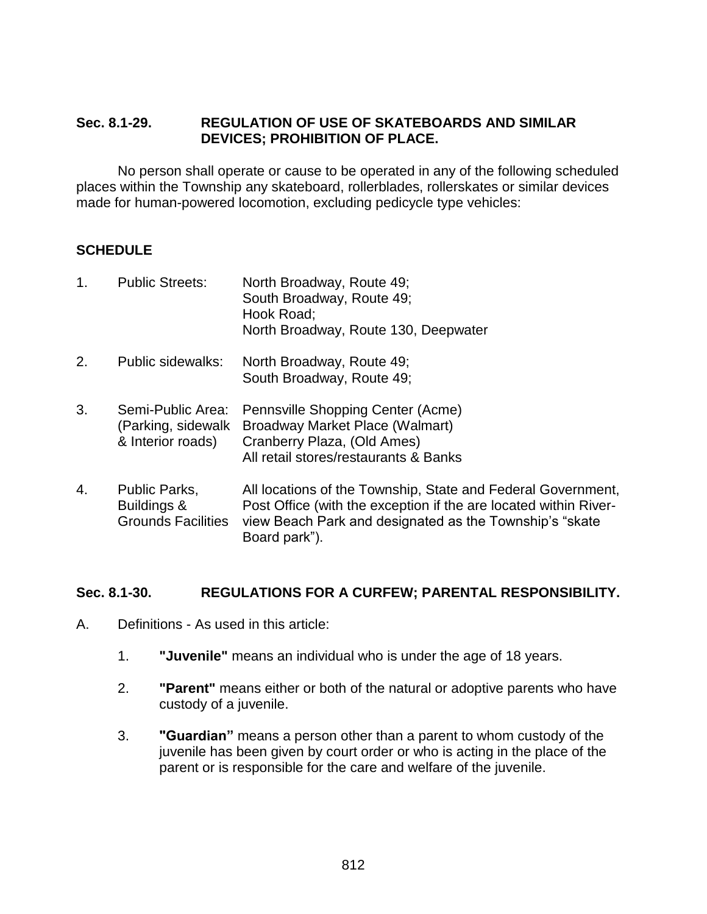## Sec. 8.1-29. REGULATION OF USE OF SKATEBOARDS AND SIMILAR DEVICES; PROHIBITION OF PLACE.

No person shall operate or cause to be operated in any of the following scheduled places within the Township any skateboard, rollerblades, rollerskates or similar devices made for human-powered locomotion, excluding pedicycle type vehicles:

**SCHEDULE**

| | | |
|---|---|---|
| 1. | Public Streets: | North Broadway, Route 49;<br>South Broadway, Route 49;<br>Hook Road;<br>North Broadway, Route 130, Deepwater |
| 2. | Public sidewalks: | North Broadway, Route 49;<br>South Broadway, Route 49; |
| 3. | Semi-Public Area: (Parking, sidewalk & Interior roads) | Pennsville Shopping Center (Acme)<br>Broadway Market Place (Walmart)<br>Cranberry Plaza, (Old Ames)<br>All retail stores/restaurants & Banks |
| 4. | Public Parks, Buildings & Grounds Facilities | All locations of the Township, State and Federal Government, Post Office (with the exception if the are located within River-view Beach Park and designated as the Township's "skate Board park"). |

## Sec. 8.1-30. REGULATIONS FOR A CURFEW; PARENTAL RESPONSIBILITY.

A. Definitions - As used in this article:

1. **"Juvenile"** means an individual who is under the age of 18 years.

2. **"Parent"** means either or both of the natural or adoptive parents who have custody of a juvenile.

3. **"Guardian"** means a person other than a parent to whom custody of the juvenile has been given by court order or who is acting in the place of the parent or is responsible for the care and welfare of the juvenile.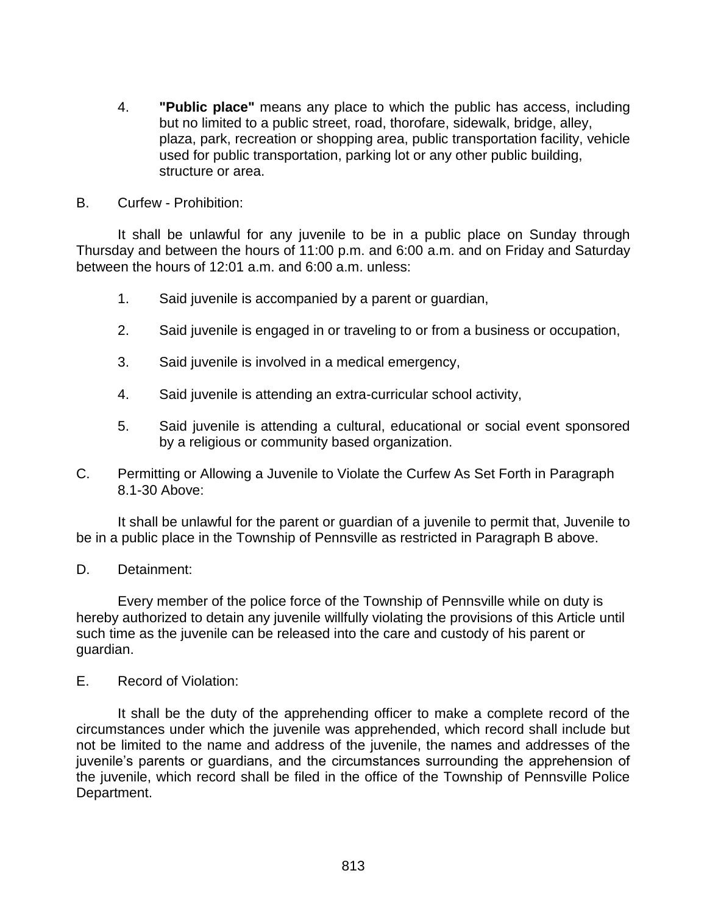4. **"Public place"** means any place to which the public has access, including but no limited to a public street, road, thorofare, sidewalk, bridge, alley, plaza, park, recreation or shopping area, public transportation facility, vehicle used for public transportation, parking lot or any other public building, structure or area.

B. Curfew - Prohibition:

It shall be unlawful for any juvenile to be in a public place on Sunday through Thursday and between the hours of 11:00 p.m. and 6:00 a.m. and on Friday and Saturday between the hours of 12:01 a.m. and 6:00 a.m. unless:

1. Said juvenile is accompanied by a parent or guardian,

2. Said juvenile is engaged in or traveling to or from a business or occupation,

3. Said juvenile is involved in a medical emergency,

4. Said juvenile is attending an extra-curricular school activity,

5. Said juvenile is attending a cultural, educational or social event sponsored by a religious or community based organization.

C. Permitting or Allowing a Juvenile to Violate the Curfew As Set Forth in Paragraph 8.1-30 Above:

It shall be unlawful for the parent or guardian of a juvenile to permit that, Juvenile to be in a public place in the Township of Pennsville as restricted in Paragraph B above.

D. Detainment:

Every member of the police force of the Township of Pennsville while on duty is hereby authorized to detain any juvenile willfully violating the provisions of this Article until such time as the juvenile can be released into the care and custody of his parent or guardian.

E. Record of Violation:

It shall be the duty of the apprehending officer to make a complete record of the circumstances under which the juvenile was apprehended, which record shall include but not be limited to the name and address of the juvenile, the names and addresses of the juvenile's parents or guardians, and the circumstances surrounding the apprehension of the juvenile, which record shall be filed in the office of the Township of Pennsville Police Department.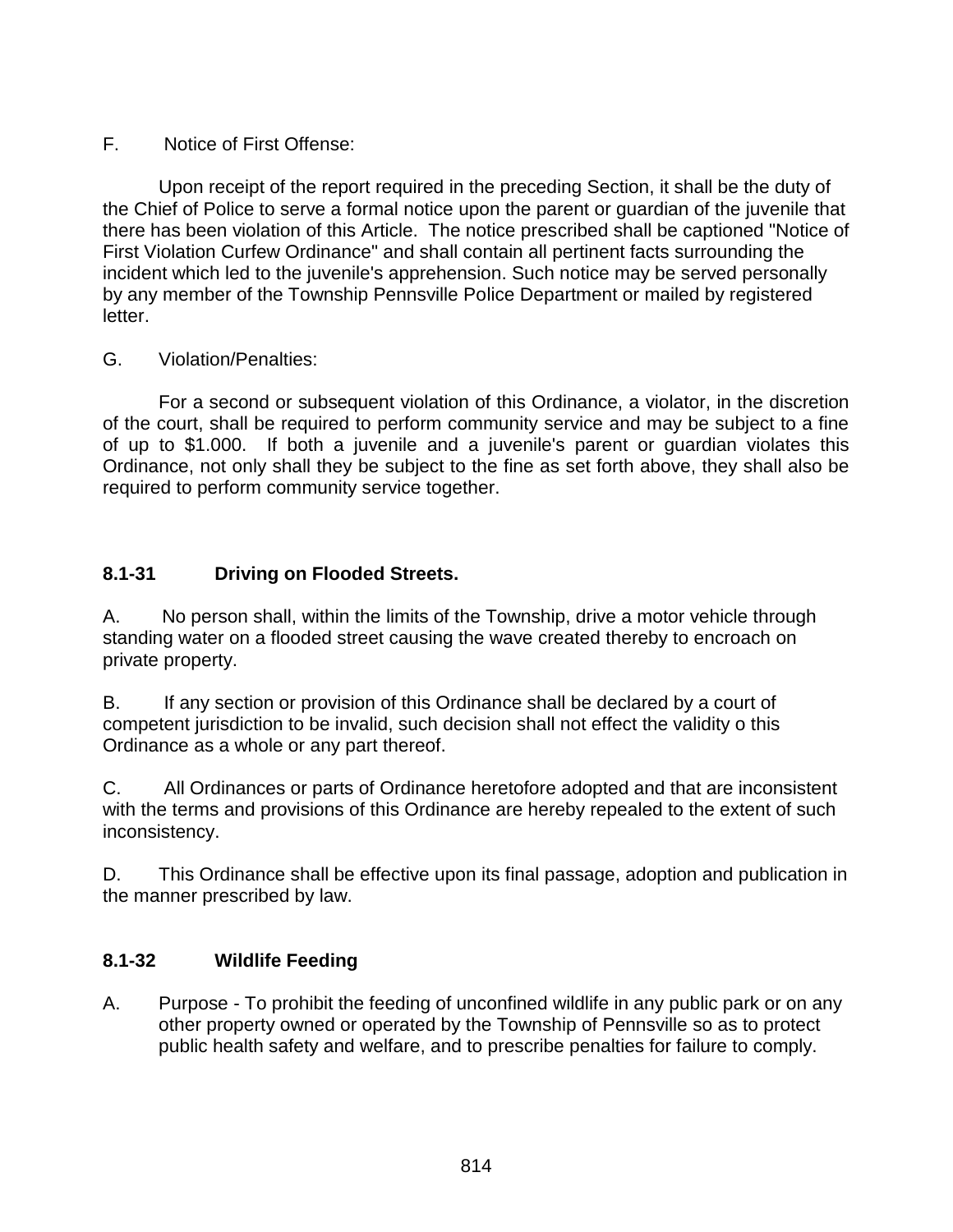F. Notice of First Offense:

Upon receipt of the report required in the preceding Section, it shall be the duty of the Chief of Police to serve a formal notice upon the parent or guardian of the juvenile that there has been violation of this Article. The notice prescribed shall be captioned "Notice of First Violation Curfew Ordinance" and shall contain all pertinent facts surrounding the incident which led to the juvenile's apprehension. Such notice may be served personally by any member of the Township Pennsville Police Department or mailed by registered letter.

G. Violation/Penalties:

For a second or subsequent violation of this Ordinance, a violator, in the discretion of the court, shall be required to perform community service and may be subject to a fine of up to $1.000. If both a juvenile and a juvenile's parent or guardian violates this Ordinance, not only shall they be subject to the fine as set forth above, they shall also be required to perform community service together.

**8.1-31 Driving on Flooded Streets.**

A. No person shall, within the limits of the Township, drive a motor vehicle through standing water on a flooded street causing the wave created thereby to encroach on private property.

B. If any section or provision of this Ordinance shall be declared by a court of competent jurisdiction to be invalid, such decision shall not effect the validity o this Ordinance as a whole or any part thereof.

C. All Ordinances or parts of Ordinance heretofore adopted and that are inconsistent with the terms and provisions of this Ordinance are hereby repealed to the extent of such inconsistency.

D. This Ordinance shall be effective upon its final passage, adoption and publication in the manner prescribed by law.

**8.1-32 Wildlife Feeding**

A. Purpose - To prohibit the feeding of unconfined wildlife in any public park or on any other property owned or operated by the Township of Pennsville so as to protect public health safety and welfare, and to prescribe penalties for failure to comply.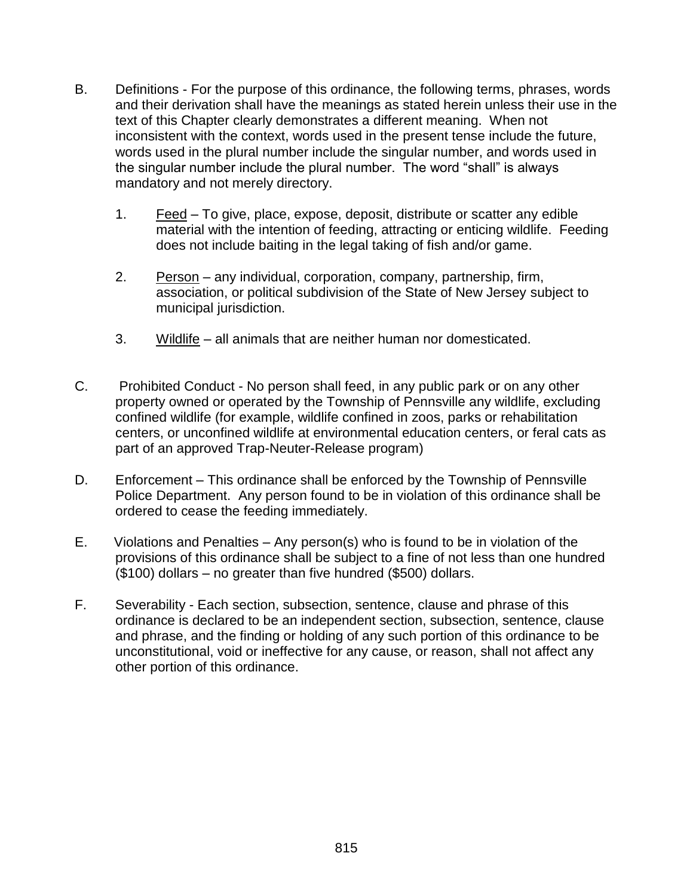B. Definitions - For the purpose of this ordinance, the following terms, phrases, words and their derivation shall have the meanings as stated herein unless their use in the text of this Chapter clearly demonstrates a different meaning. When not inconsistent with the context, words used in the present tense include the future, words used in the plural number include the singular number, and words used in the singular number include the plural number. The word "shall" is always mandatory and not merely directory.

1. Feed – To give, place, expose, deposit, distribute or scatter any edible material with the intention of feeding, attracting or enticing wildlife. Feeding does not include baiting in the legal taking of fish and/or game.

2. Person – any individual, corporation, company, partnership, firm, association, or political subdivision of the State of New Jersey subject to municipal jurisdiction.

3. Wildlife – all animals that are neither human nor domesticated.

C. Prohibited Conduct - No person shall feed, in any public park or on any other property owned or operated by the Township of Pennsville any wildlife, excluding confined wildlife (for example, wildlife confined in zoos, parks or rehabilitation centers, or unconfined wildlife at environmental education centers, or feral cats as part of an approved Trap-Neuter-Release program)

D. Enforcement – This ordinance shall be enforced by the Township of Pennsville Police Department. Any person found to be in violation of this ordinance shall be ordered to cease the feeding immediately.

E. Violations and Penalties – Any person(s) who is found to be in violation of the provisions of this ordinance shall be subject to a fine of not less than one hundred ($100) dollars – no greater than five hundred ($500) dollars.

F. Severability - Each section, subsection, sentence, clause and phrase of this ordinance is declared to be an independent section, subsection, sentence, clause and phrase, and the finding or holding of any such portion of this ordinance to be unconstitutional, void or ineffective for any cause, or reason, shall not affect any other portion of this ordinance.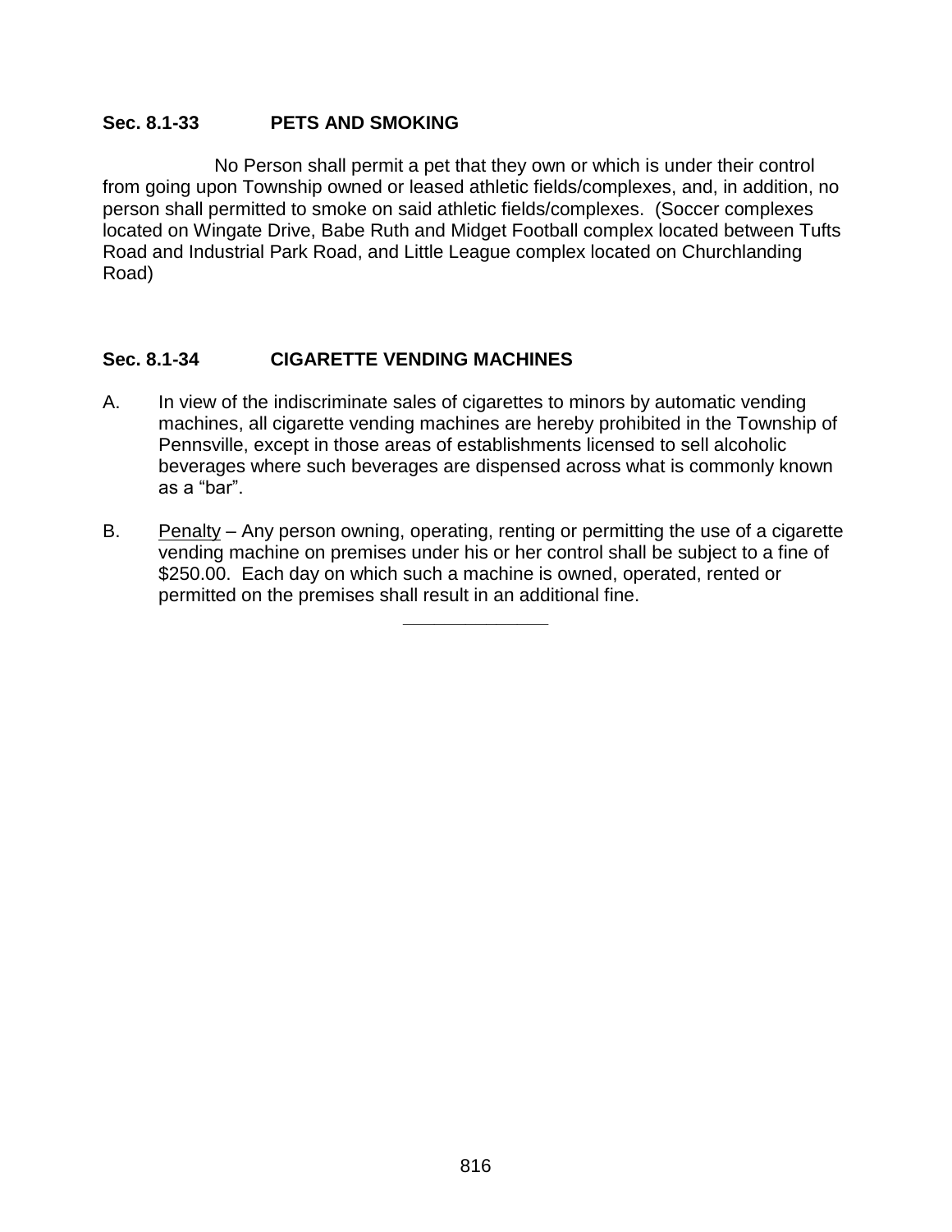### Sec. 8.1-33 PETS AND SMOKING

No Person shall permit a pet that they own or which is under their control from going upon Township owned or leased athletic fields/complexes, and, in addition, no person shall permitted to smoke on said athletic fields/complexes. (Soccer complexes located on Wingate Drive, Babe Ruth and Midget Football complex located between Tufts Road and Industrial Park Road, and Little League complex located on Churchlanding Road)

### Sec. 8.1-34 CIGARETTE VENDING MACHINES

A. In view of the indiscriminate sales of cigarettes to minors by automatic vending machines, all cigarette vending machines are hereby prohibited in the Township of Pennsville, except in those areas of establishments licensed to sell alcoholic beverages where such beverages are dispensed across what is commonly known as a "bar".

B. <u>Penalty</u> – Any person owning, operating, renting or permitting the use of a cigarette vending machine on premises under his or her control shall be subject to a fine of $250.00. Each day on which such a machine is owned, operated, rented or permitted on the premises shall result in an additional fine.

---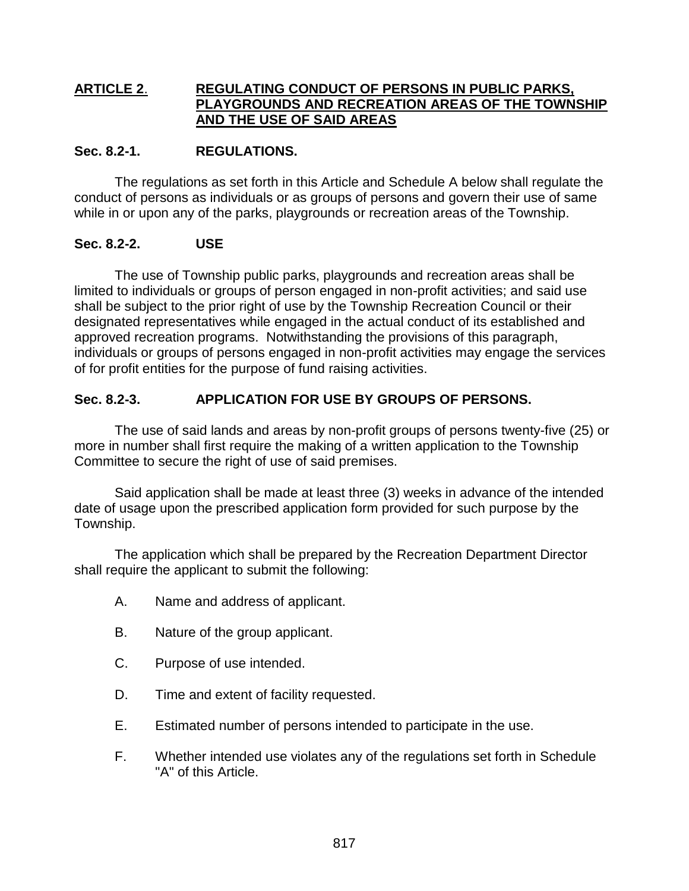## ARTICLE 2. REGULATING CONDUCT OF PERSONS IN PUBLIC PARKS, PLAYGROUNDS AND RECREATION AREAS OF THE TOWNSHIP AND THE USE OF SAID AREAS

### Sec. 8.2-1. REGULATIONS.

The regulations as set forth in this Article and Schedule A below shall regulate the conduct of persons as individuals or as groups of persons and govern their use of same while in or upon any of the parks, playgrounds or recreation areas of the Township.

### Sec. 8.2-2. USE

The use of Township public parks, playgrounds and recreation areas shall be limited to individuals or groups of person engaged in non-profit activities; and said use shall be subject to the prior right of use by the Township Recreation Council or their designated representatives while engaged in the actual conduct of its established and approved recreation programs. Notwithstanding the provisions of this paragraph, individuals or groups of persons engaged in non-profit activities may engage the services of for profit entities for the purpose of fund raising activities.

### Sec. 8.2-3. APPLICATION FOR USE BY GROUPS OF PERSONS.

The use of said lands and areas by non-profit groups of persons twenty-five (25) or more in number shall first require the making of a written application to the Township Committee to secure the right of use of said premises.

Said application shall be made at least three (3) weeks in advance of the intended date of usage upon the prescribed application form provided for such purpose by the Township.

The application which shall be prepared by the Recreation Department Director shall require the applicant to submit the following:

A. Name and address of applicant.

B. Nature of the group applicant.

C. Purpose of use intended.

D. Time and extent of facility requested.

E. Estimated number of persons intended to participate in the use.

F. Whether intended use violates any of the regulations set forth in Schedule "A" of this Article.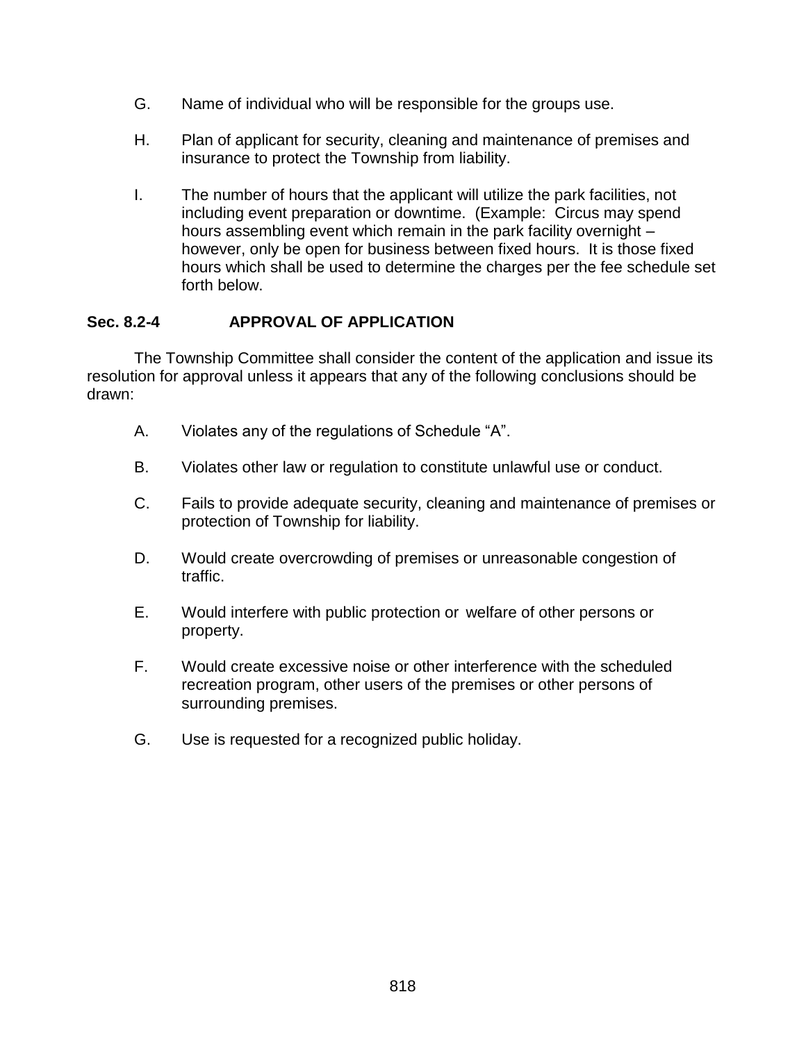G. Name of individual who will be responsible for the groups use.

H. Plan of applicant for security, cleaning and maintenance of premises and insurance to protect the Township from liability.

I. The number of hours that the applicant will utilize the park facilities, not including event preparation or downtime. (Example: Circus may spend hours assembling event which remain in the park facility overnight – however, only be open for business between fixed hours. It is those fixed hours which shall be used to determine the charges per the fee schedule set forth below.

### Sec. 8.2-4 APPROVAL OF APPLICATION

The Township Committee shall consider the content of the application and issue its resolution for approval unless it appears that any of the following conclusions should be drawn:

A. Violates any of the regulations of Schedule "A".

B. Violates other law or regulation to constitute unlawful use or conduct.

C. Fails to provide adequate security, cleaning and maintenance of premises or protection of Township for liability.

D. Would create overcrowding of premises or unreasonable congestion of traffic.

E. Would interfere with public protection or welfare of other persons or property.

F. Would create excessive noise or other interference with the scheduled recreation program, other users of the premises or other persons of surrounding premises.

G. Use is requested for a recognized public holiday.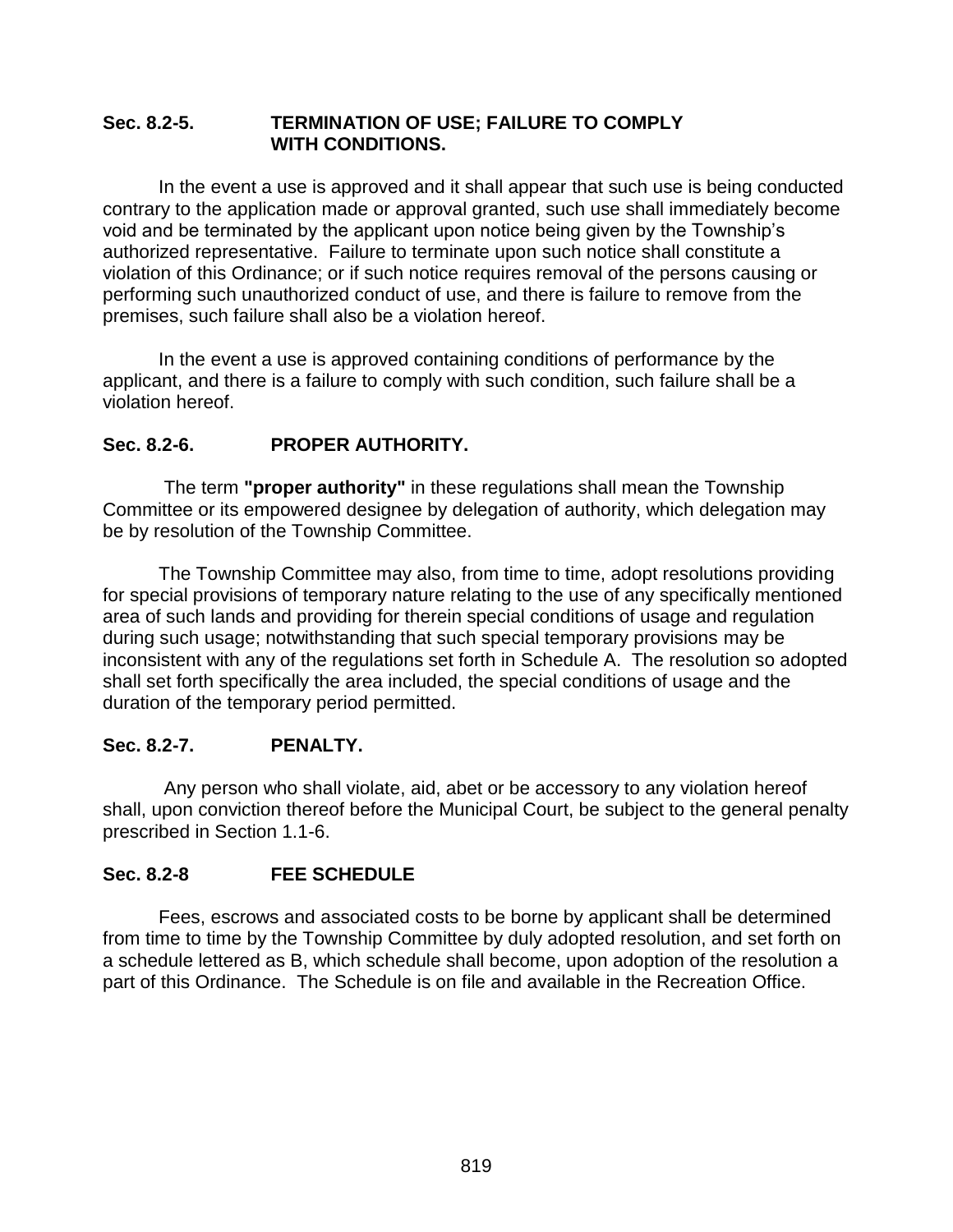### Sec. 8.2-5. TERMINATION OF USE; FAILURE TO COMPLY WITH CONDITIONS.

In the event a use is approved and it shall appear that such use is being conducted contrary to the application made or approval granted, such use shall immediately become void and be terminated by the applicant upon notice being given by the Township's authorized representative. Failure to terminate upon such notice shall constitute a violation of this Ordinance; or if such notice requires removal of the persons causing or performing such unauthorized conduct of use, and there is failure to remove from the premises, such failure shall also be a violation hereof.

In the event a use is approved containing conditions of performance by the applicant, and there is a failure to comply with such condition, such failure shall be a violation hereof.

### Sec. 8.2-6. PROPER AUTHORITY.

The term **"proper authority"** in these regulations shall mean the Township Committee or its empowered designee by delegation of authority, which delegation may be by resolution of the Township Committee.

The Township Committee may also, from time to time, adopt resolutions providing for special provisions of temporary nature relating to the use of any specifically mentioned area of such lands and providing for therein special conditions of usage and regulation during such usage; notwithstanding that such special temporary provisions may be inconsistent with any of the regulations set forth in Schedule A. The resolution so adopted shall set forth specifically the area included, the special conditions of usage and the duration of the temporary period permitted.

### Sec. 8.2-7. PENALTY.

Any person who shall violate, aid, abet or be accessory to any violation hereof shall, upon conviction thereof before the Municipal Court, be subject to the general penalty prescribed in Section 1.1-6.

### Sec. 8.2-8 FEE SCHEDULE

Fees, escrows and associated costs to be borne by applicant shall be determined from time to time by the Township Committee by duly adopted resolution, and set forth on a schedule lettered as B, which schedule shall become, upon adoption of the resolution a part of this Ordinance. The Schedule is on file and available in the Recreation Office.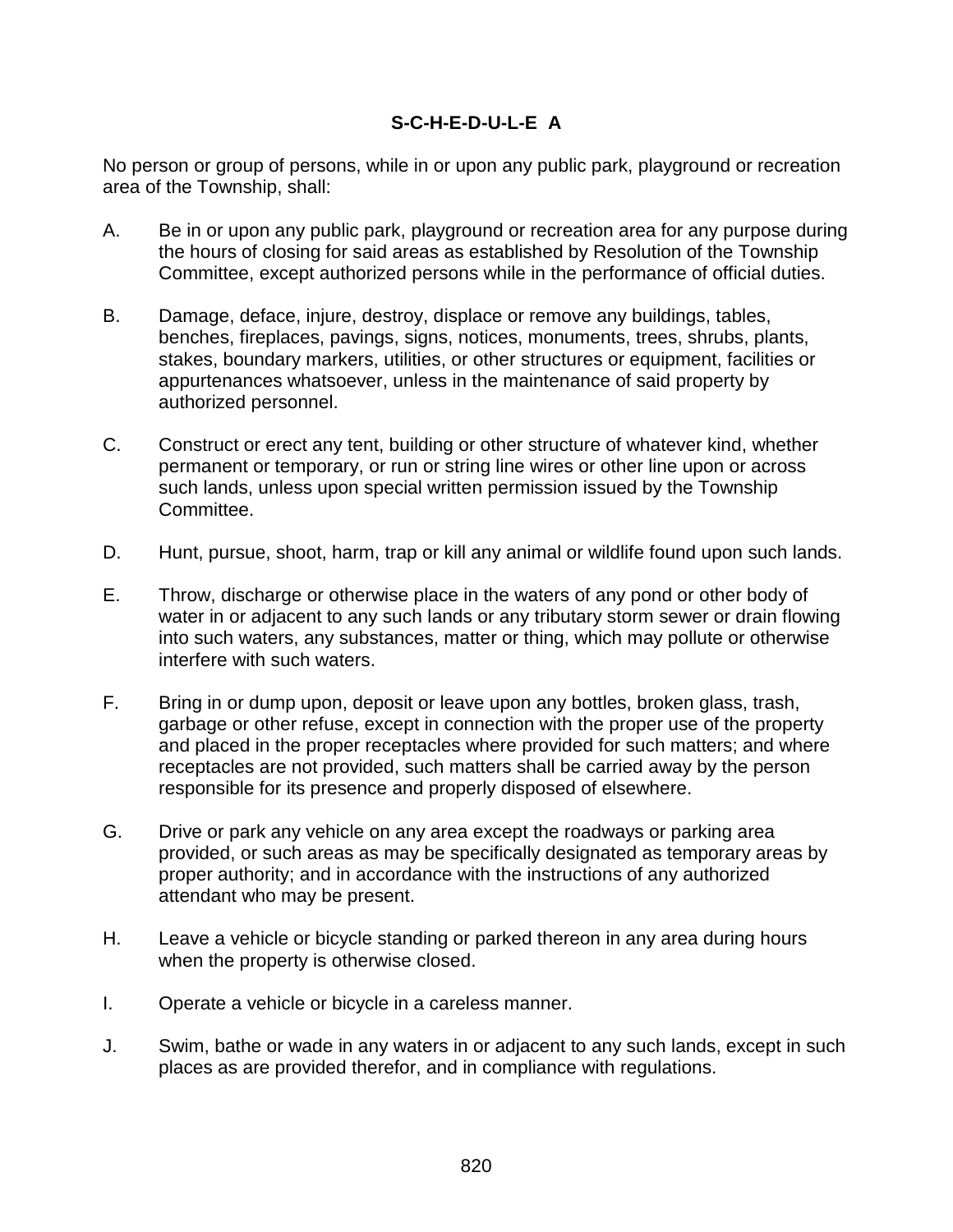**S-C-H-E-D-U-L-E A**

No person or group of persons, while in or upon any public park, playground or recreation area of the Township, shall:

A. Be in or upon any public park, playground or recreation area for any purpose during the hours of closing for said areas as established by Resolution of the Township Committee, except authorized persons while in the performance of official duties.

B. Damage, deface, injure, destroy, displace or remove any buildings, tables, benches, fireplaces, pavings, signs, notices, monuments, trees, shrubs, plants, stakes, boundary markers, utilities, or other structures or equipment, facilities or appurtenances whatsoever, unless in the maintenance of said property by authorized personnel.

C. Construct or erect any tent, building or other structure of whatever kind, whether permanent or temporary, or run or string line wires or other line upon or across such lands, unless upon special written permission issued by the Township Committee.

D. Hunt, pursue, shoot, harm, trap or kill any animal or wildlife found upon such lands.

E. Throw, discharge or otherwise place in the waters of any pond or other body of water in or adjacent to any such lands or any tributary storm sewer or drain flowing into such waters, any substances, matter or thing, which may pollute or otherwise interfere with such waters.

F. Bring in or dump upon, deposit or leave upon any bottles, broken glass, trash, garbage or other refuse, except in connection with the proper use of the property and placed in the proper receptacles where provided for such matters; and where receptacles are not provided, such matters shall be carried away by the person responsible for its presence and properly disposed of elsewhere.

G. Drive or park any vehicle on any area except the roadways or parking area provided, or such areas as may be specifically designated as temporary areas by proper authority; and in accordance with the instructions of any authorized attendant who may be present.

H. Leave a vehicle or bicycle standing or parked thereon in any area during hours when the property is otherwise closed.

I. Operate a vehicle or bicycle in a careless manner.

J. Swim, bathe or wade in any waters in or adjacent to any such lands, except in such places as are provided therefor, and in compliance with regulations.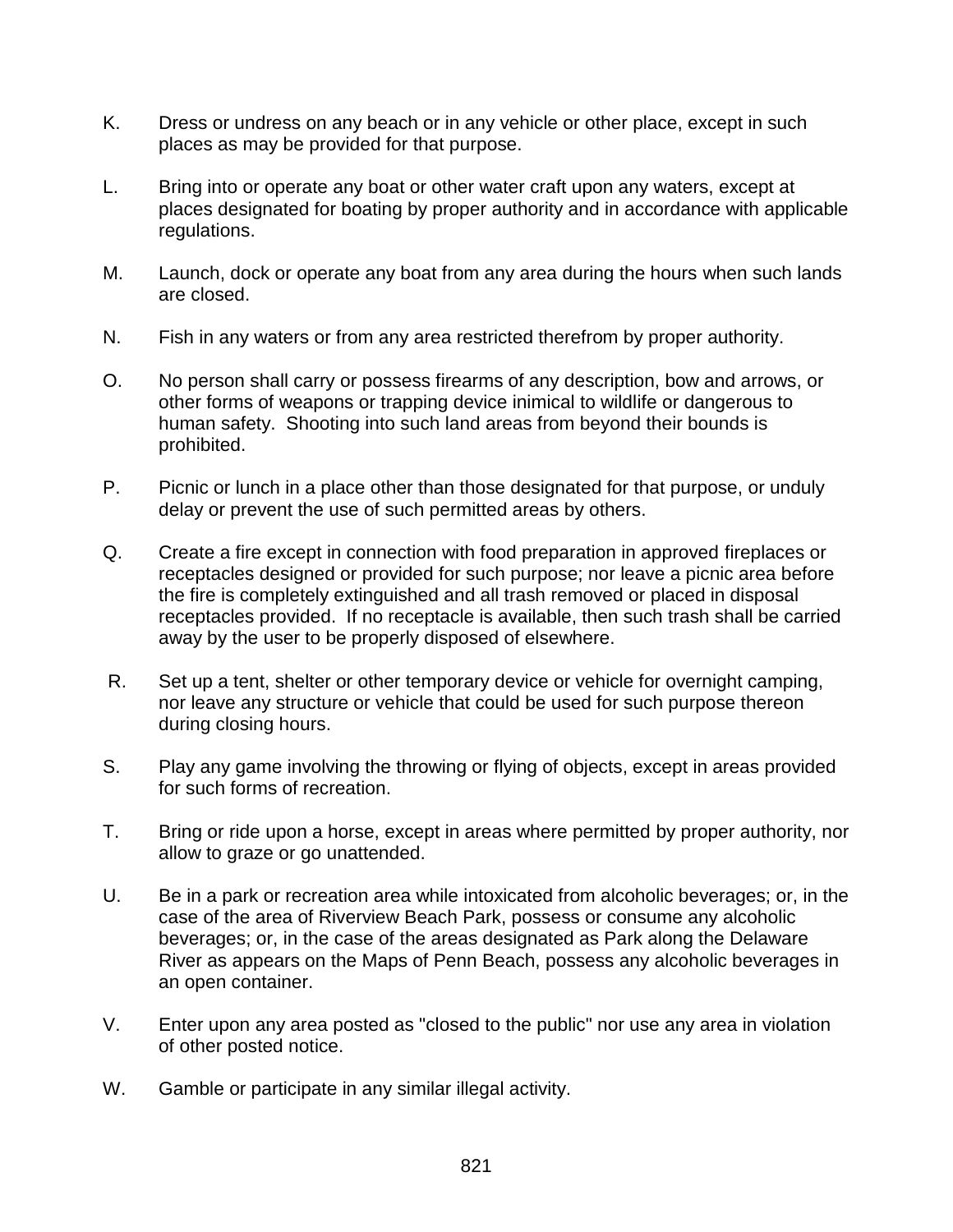K. Dress or undress on any beach or in any vehicle or other place, except in such places as may be provided for that purpose.

L. Bring into or operate any boat or other water craft upon any waters, except at places designated for boating by proper authority and in accordance with applicable regulations.

M. Launch, dock or operate any boat from any area during the hours when such lands are closed.

N. Fish in any waters or from any area restricted therefrom by proper authority.

O. No person shall carry or possess firearms of any description, bow and arrows, or other forms of weapons or trapping device inimical to wildlife or dangerous to human safety. Shooting into such land areas from beyond their bounds is prohibited.

P. Picnic or lunch in a place other than those designated for that purpose, or unduly delay or prevent the use of such permitted areas by others.

Q. Create a fire except in connection with food preparation in approved fireplaces or receptacles designed or provided for such purpose; nor leave a picnic area before the fire is completely extinguished and all trash removed or placed in disposal receptacles provided. If no receptacle is available, then such trash shall be carried away by the user to be properly disposed of elsewhere.

R. Set up a tent, shelter or other temporary device or vehicle for overnight camping, nor leave any structure or vehicle that could be used for such purpose thereon during closing hours.

S. Play any game involving the throwing or flying of objects, except in areas provided for such forms of recreation.

T. Bring or ride upon a horse, except in areas where permitted by proper authority, nor allow to graze or go unattended.

U. Be in a park or recreation area while intoxicated from alcoholic beverages; or, in the case of the area of Riverview Beach Park, possess or consume any alcoholic beverages; or, in the case of the areas designated as Park along the Delaware River as appears on the Maps of Penn Beach, possess any alcoholic beverages in an open container.

V. Enter upon any area posted as "closed to the public" nor use any area in violation of other posted notice.

W. Gamble or participate in any similar illegal activity.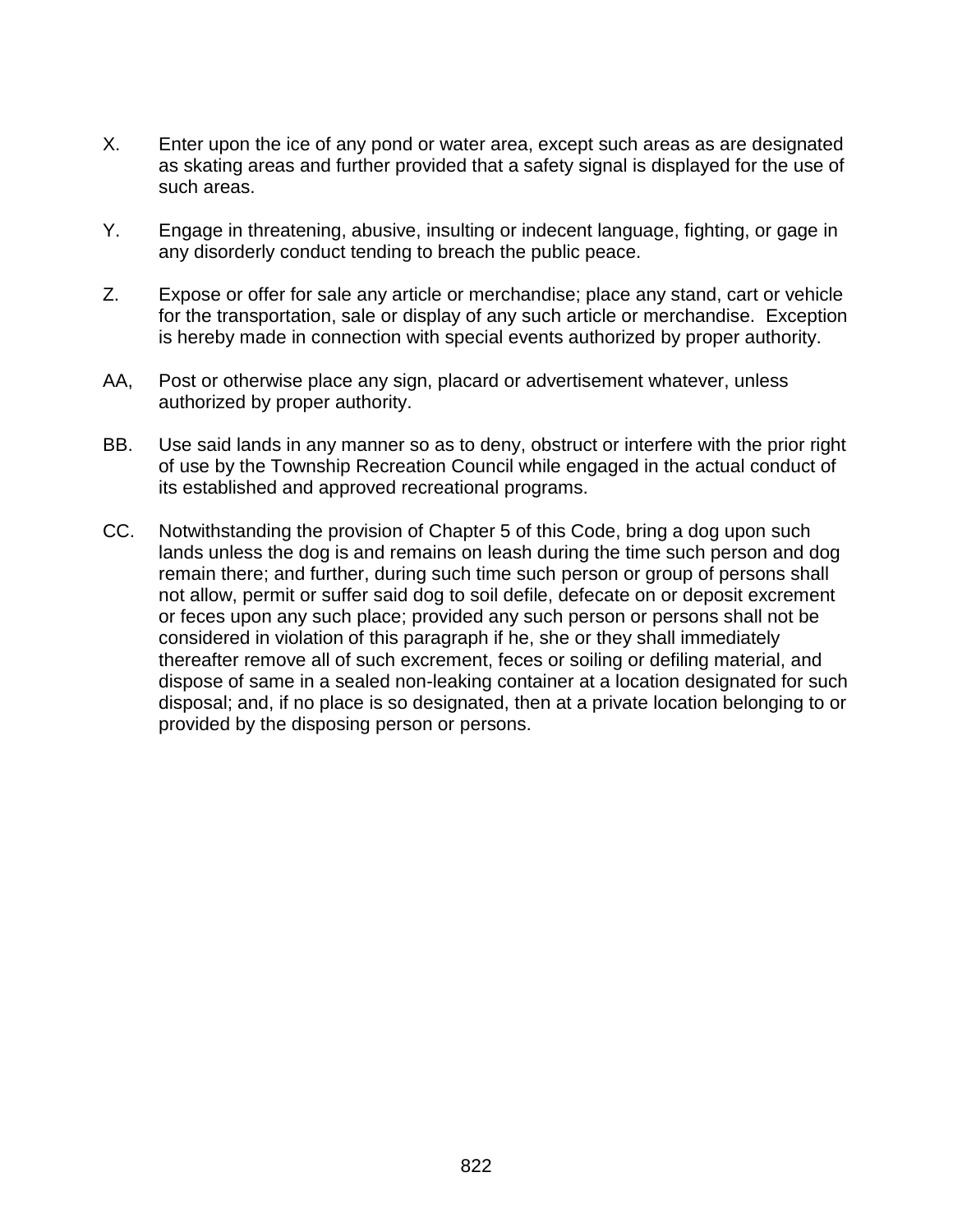X. Enter upon the ice of any pond or water area, except such areas as are designated as skating areas and further provided that a safety signal is displayed for the use of such areas.

Y. Engage in threatening, abusive, insulting or indecent language, fighting, or gage in any disorderly conduct tending to breach the public peace.

Z. Expose or offer for sale any article or merchandise; place any stand, cart or vehicle for the transportation, sale or display of any such article or merchandise. Exception is hereby made in connection with special events authorized by proper authority.

AA, Post or otherwise place any sign, placard or advertisement whatever, unless authorized by proper authority.

BB. Use said lands in any manner so as to deny, obstruct or interfere with the prior right of use by the Township Recreation Council while engaged in the actual conduct of its established and approved recreational programs.

CC. Notwithstanding the provision of Chapter 5 of this Code, bring a dog upon such lands unless the dog is and remains on leash during the time such person and dog remain there; and further, during such time such person or group of persons shall not allow, permit or suffer said dog to soil defile, defecate on or deposit excrement or feces upon any such place; provided any such person or persons shall not be considered in violation of this paragraph if he, she or they shall immediately thereafter remove all of such excrement, feces or soiling or defiling material, and dispose of same in a sealed non-leaking container at a location designated for such disposal; and, if no place is so designated, then at a private location belonging to or provided by the disposing person or persons.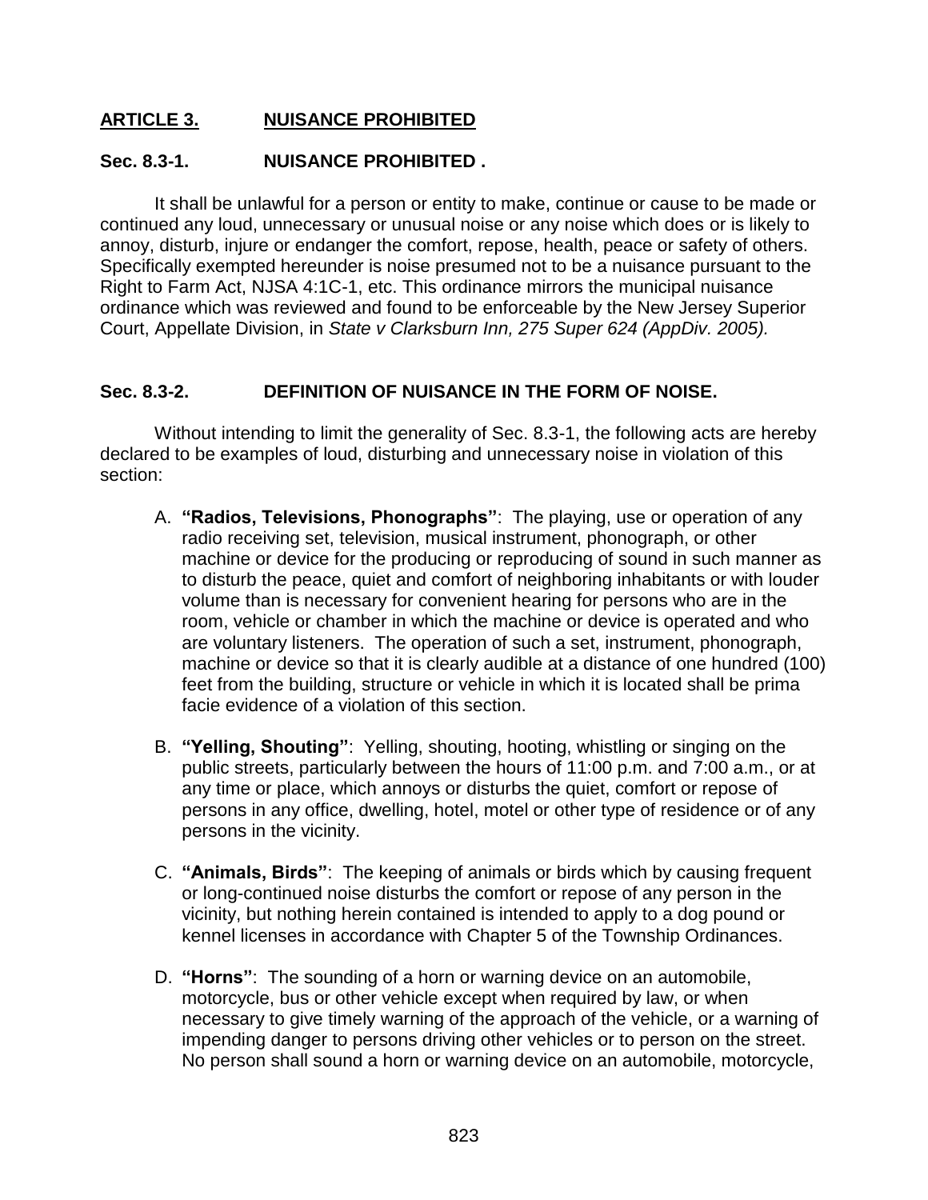## ARTICLE 3. NUISANCE PROHIBITED

### Sec. 8.3-1. NUISANCE PROHIBITED .

It shall be unlawful for a person or entity to make, continue or cause to be made or continued any loud, unnecessary or unusual noise or any noise which does or is likely to annoy, disturb, injure or endanger the comfort, repose, health, peace or safety of others. Specifically exempted hereunder is noise presumed not to be a nuisance pursuant to the Right to Farm Act, NJSA 4:1C-1, etc. This ordinance mirrors the municipal nuisance ordinance which was reviewed and found to be enforceable by the New Jersey Superior Court, Appellate Division, in *State v Clarksburn Inn, 275 Super 624 (AppDiv. 2005).*

### Sec. 8.3-2. DEFINITION OF NUISANCE IN THE FORM OF NOISE.

Without intending to limit the generality of Sec. 8.3-1, the following acts are hereby declared to be examples of loud, disturbing and unnecessary noise in violation of this section:

A. **"Radios, Televisions, Phonographs"**: The playing, use or operation of any radio receiving set, television, musical instrument, phonograph, or other machine or device for the producing or reproducing of sound in such manner as to disturb the peace, quiet and comfort of neighboring inhabitants or with louder volume than is necessary for convenient hearing for persons who are in the room, vehicle or chamber in which the machine or device is operated and who are voluntary listeners. The operation of such a set, instrument, phonograph, machine or device so that it is clearly audible at a distance of one hundred (100) feet from the building, structure or vehicle in which it is located shall be prima facie evidence of a violation of this section.

B. **"Yelling, Shouting"**: Yelling, shouting, hooting, whistling or singing on the public streets, particularly between the hours of 11:00 p.m. and 7:00 a.m., or at any time or place, which annoys or disturbs the quiet, comfort or repose of persons in any office, dwelling, hotel, motel or other type of residence or of any persons in the vicinity.

C. **"Animals, Birds"**: The keeping of animals or birds which by causing frequent or long-continued noise disturbs the comfort or repose of any person in the vicinity, but nothing herein contained is intended to apply to a dog pound or kennel licenses in accordance with Chapter 5 of the Township Ordinances.

D. **"Horns"**: The sounding of a horn or warning device on an automobile, motorcycle, bus or other vehicle except when required by law, or when necessary to give timely warning of the approach of the vehicle, or a warning of impending danger to persons driving other vehicles or to person on the street. No person shall sound a horn or warning device on an automobile, motorcycle,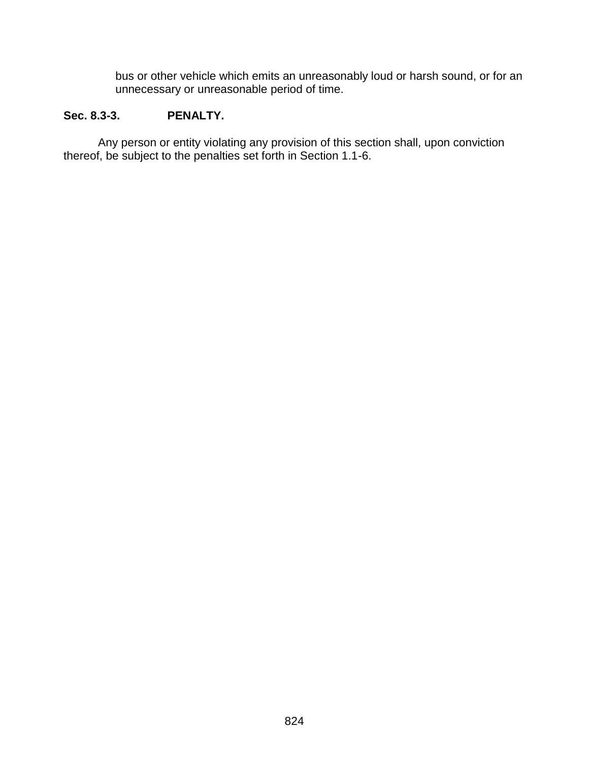bus or other vehicle which emits an unreasonably loud or harsh sound, or for an unnecessary or unreasonable period of time.

**Sec. 8.3-3. PENALTY.**

Any person or entity violating any provision of this section shall, upon conviction thereof, be subject to the penalties set forth in Section 1.1-6.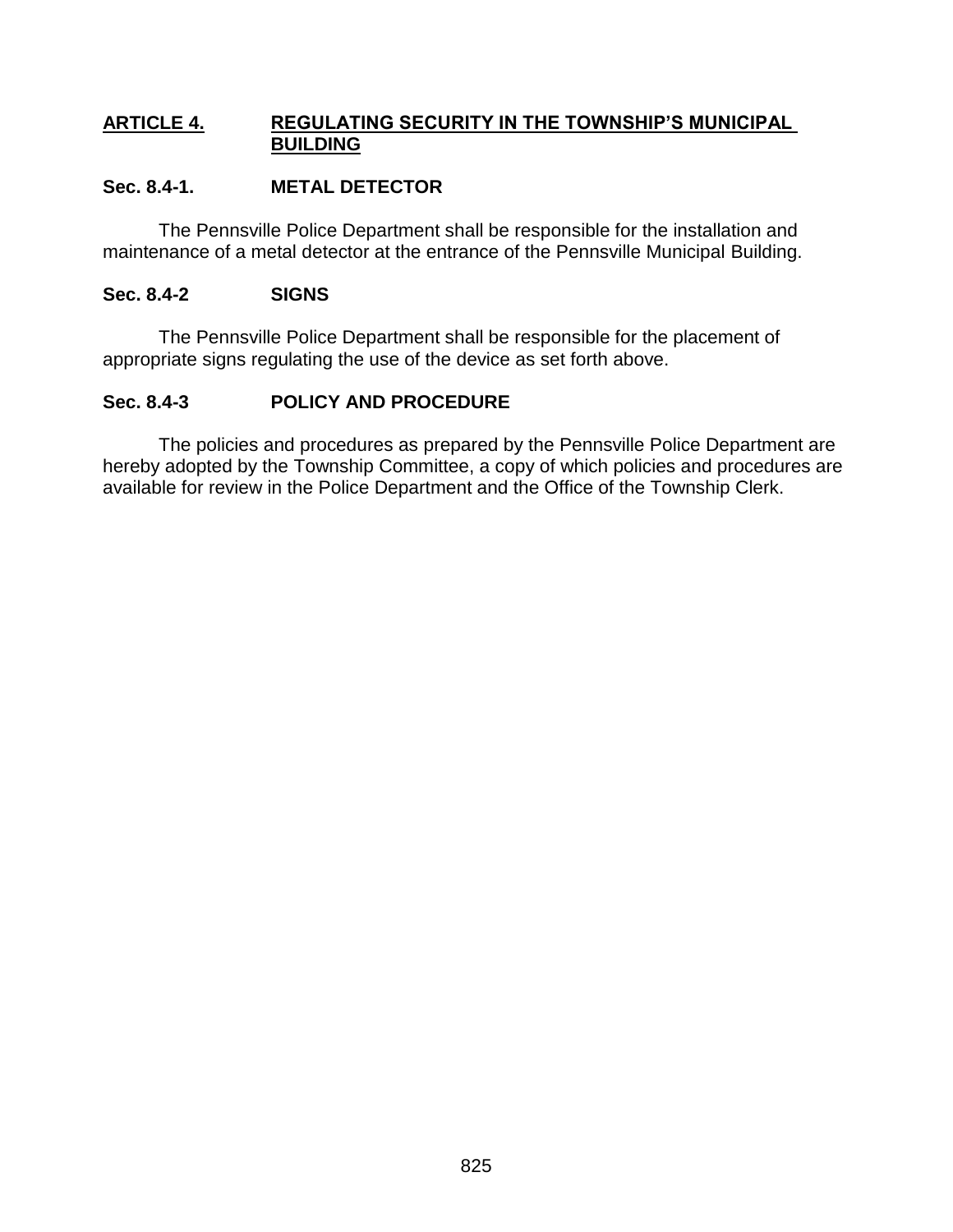## ARTICLE 4. REGULATING SECURITY IN THE TOWNSHIP'S MUNICIPAL BUILDING

### Sec. 8.4-1. METAL DETECTOR

The Pennsville Police Department shall be responsible for the installation and maintenance of a metal detector at the entrance of the Pennsville Municipal Building.

### Sec. 8.4-2 SIGNS

The Pennsville Police Department shall be responsible for the placement of appropriate signs regulating the use of the device as set forth above.

### Sec. 8.4-3 POLICY AND PROCEDURE

The policies and procedures as prepared by the Pennsville Police Department are hereby adopted by the Township Committee, a copy of which policies and procedures are available for review in the Police Department and the Office of the Township Clerk.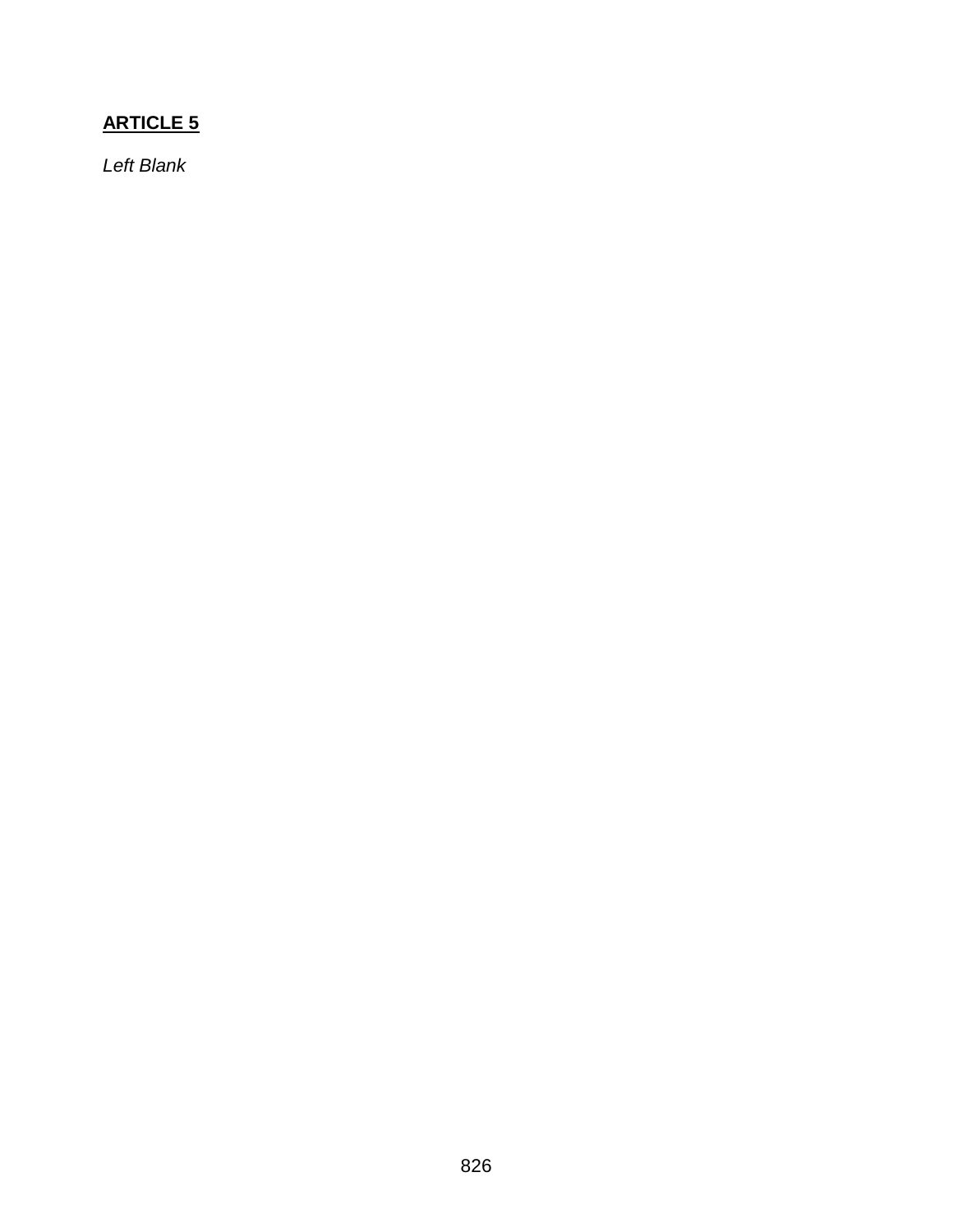## **ARTICLE 5**

*Left Blank*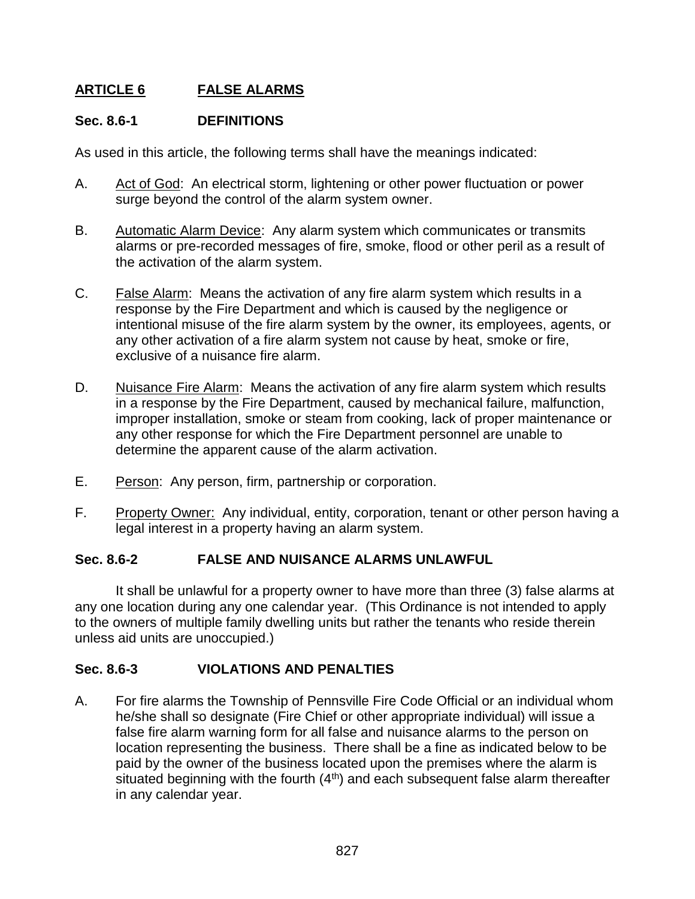## ARTICLE 6 FALSE ALARMS

### Sec. 8.6-1 DEFINITIONS

As used in this article, the following terms shall have the meanings indicated:

A. Act of God: An electrical storm, lightening or other power fluctuation or power surge beyond the control of the alarm system owner.

B. Automatic Alarm Device: Any alarm system which communicates or transmits alarms or pre-recorded messages of fire, smoke, flood or other peril as a result of the activation of the alarm system.

C. False Alarm: Means the activation of any fire alarm system which results in a response by the Fire Department and which is caused by the negligence or intentional misuse of the fire alarm system by the owner, its employees, agents, or any other activation of a fire alarm system not cause by heat, smoke or fire, exclusive of a nuisance fire alarm.

D. Nuisance Fire Alarm: Means the activation of any fire alarm system which results in a response by the Fire Department, caused by mechanical failure, malfunction, improper installation, smoke or steam from cooking, lack of proper maintenance or any other response for which the Fire Department personnel are unable to determine the apparent cause of the alarm activation.

E. Person: Any person, firm, partnership or corporation.

F. Property Owner: Any individual, entity, corporation, tenant or other person having a legal interest in a property having an alarm system.

### Sec. 8.6-2 FALSE AND NUISANCE ALARMS UNLAWFUL

It shall be unlawful for a property owner to have more than three (3) false alarms at any one location during any one calendar year. (This Ordinance is not intended to apply to the owners of multiple family dwelling units but rather the tenants who reside therein unless aid units are unoccupied.)

### Sec. 8.6-3 VIOLATIONS AND PENALTIES

A. For fire alarms the Township of Pennsville Fire Code Official or an individual whom he/she shall so designate (Fire Chief or other appropriate individual) will issue a false fire alarm warning form for all false and nuisance alarms to the person on location representing the business. There shall be a fine as indicated below to be paid by the owner of the business located upon the premises where the alarm is situated beginning with the fourth (4th) and each subsequent false alarm thereafter in any calendar year.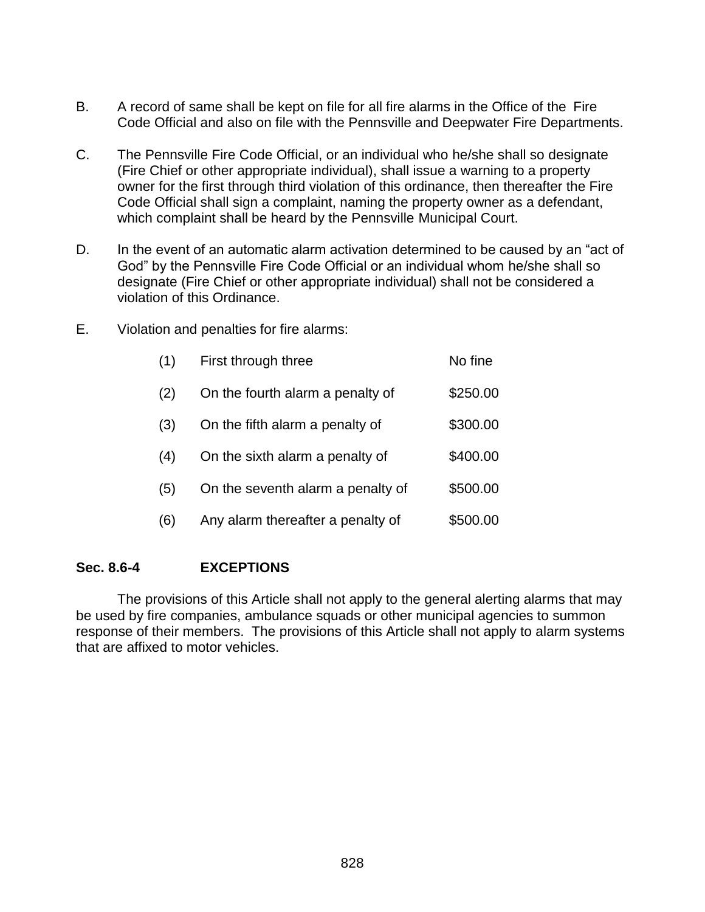B. A record of same shall be kept on file for all fire alarms in the Office of the Fire Code Official and also on file with the Pennsville and Deepwater Fire Departments.

C. The Pennsville Fire Code Official, or an individual who he/she shall so designate (Fire Chief or other appropriate individual), shall issue a warning to a property owner for the first through third violation of this ordinance, then thereafter the Fire Code Official shall sign a complaint, naming the property owner as a defendant, which complaint shall be heard by the Pennsville Municipal Court.

D. In the event of an automatic alarm activation determined to be caused by an "act of God" by the Pennsville Fire Code Official or an individual whom he/she shall so designate (Fire Chief or other appropriate individual) shall not be considered a violation of this Ordinance.

E. Violation and penalties for fire alarms:

| | | |
|---|---|---|
| (1) | First through three | No fine |
| (2) | On the fourth alarm a penalty of | $250.00 |
| (3) | On the fifth alarm a penalty of | $300.00 |
| (4) | On the sixth alarm a penalty of | $400.00 |
| (5) | On the seventh alarm a penalty of | $500.00 |
| (6) | Any alarm thereafter a penalty of | $500.00 |

**Sec. 8.6-4 EXCEPTIONS**

The provisions of this Article shall not apply to the general alerting alarms that may be used by fire companies, ambulance squads or other municipal agencies to summon response of their members. The provisions of this Article shall not apply to alarm systems that are affixed to motor vehicles.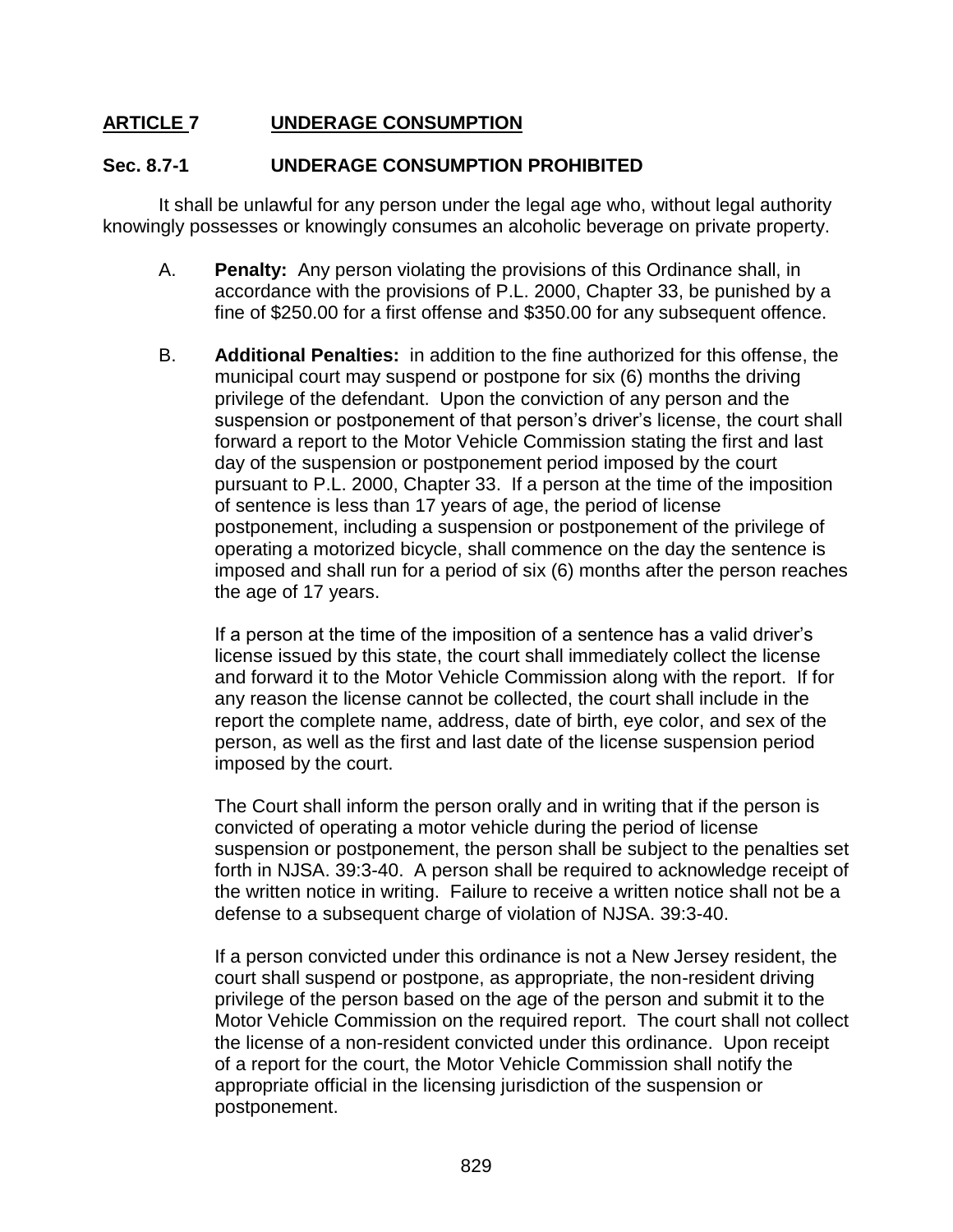## ARTICLE 7 UNDERAGE CONSUMPTION

### Sec. 8.7-1 UNDERAGE CONSUMPTION PROHIBITED

It shall be unlawful for any person under the legal age who, without legal authority knowingly possesses or knowingly consumes an alcoholic beverage on private property.

A. **Penalty:** Any person violating the provisions of this Ordinance shall, in accordance with the provisions of P.L. 2000, Chapter 33, be punished by a fine of $250.00 for a first offense and $350.00 for any subsequent offence.

B. **Additional Penalties:** in addition to the fine authorized for this offense, the municipal court may suspend or postpone for six (6) months the driving privilege of the defendant. Upon the conviction of any person and the suspension or postponement of that person's driver's license, the court shall forward a report to the Motor Vehicle Commission stating the first and last day of the suspension or postponement period imposed by the court pursuant to P.L. 2000, Chapter 33. If a person at the time of the imposition of sentence is less than 17 years of age, the period of license postponement, including a suspension or postponement of the privilege of operating a motorized bicycle, shall commence on the day the sentence is imposed and shall run for a period of six (6) months after the person reaches the age of 17 years.

   If a person at the time of the imposition of a sentence has a valid driver's license issued by this state, the court shall immediately collect the license and forward it to the Motor Vehicle Commission along with the report. If for any reason the license cannot be collected, the court shall include in the report the complete name, address, date of birth, eye color, and sex of the person, as well as the first and last date of the license suspension period imposed by the court.

   The Court shall inform the person orally and in writing that if the person is convicted of operating a motor vehicle during the period of license suspension or postponement, the person shall be subject to the penalties set forth in NJSA. 39:3-40. A person shall be required to acknowledge receipt of the written notice in writing. Failure to receive a written notice shall not be a defense to a subsequent charge of violation of NJSA. 39:3-40.

   If a person convicted under this ordinance is not a New Jersey resident, the court shall suspend or postpone, as appropriate, the non-resident driving privilege of the person based on the age of the person and submit it to the Motor Vehicle Commission on the required report. The court shall not collect the license of a non-resident convicted under this ordinance. Upon receipt of a report for the court, the Motor Vehicle Commission shall notify the appropriate official in the licensing jurisdiction of the suspension or postponement.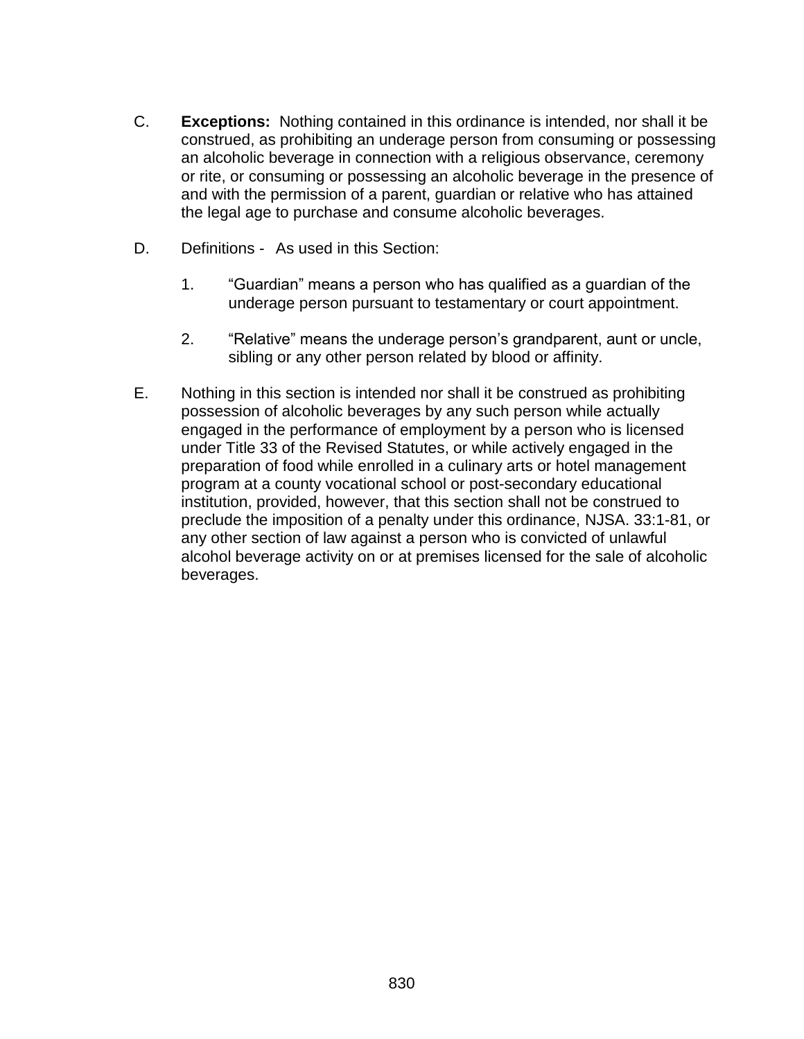C. **Exceptions:** Nothing contained in this ordinance is intended, nor shall it be construed, as prohibiting an underage person from consuming or possessing an alcoholic beverage in connection with a religious observance, ceremony or rite, or consuming or possessing an alcoholic beverage in the presence of and with the permission of a parent, guardian or relative who has attained the legal age to purchase and consume alcoholic beverages.

D. Definitions - As used in this Section:

1. "Guardian" means a person who has qualified as a guardian of the underage person pursuant to testamentary or court appointment.

2. "Relative" means the underage person's grandparent, aunt or uncle, sibling or any other person related by blood or affinity.

E. Nothing in this section is intended nor shall it be construed as prohibiting possession of alcoholic beverages by any such person while actually engaged in the performance of employment by a person who is licensed under Title 33 of the Revised Statutes, or while actively engaged in the preparation of food while enrolled in a culinary arts or hotel management program at a county vocational school or post-secondary educational institution, provided, however, that this section shall not be construed to preclude the imposition of a penalty under this ordinance, NJSA. 33:1-81, or any other section of law against a person who is convicted of unlawful alcohol beverage activity on or at premises licensed for the sale of alcoholic beverages.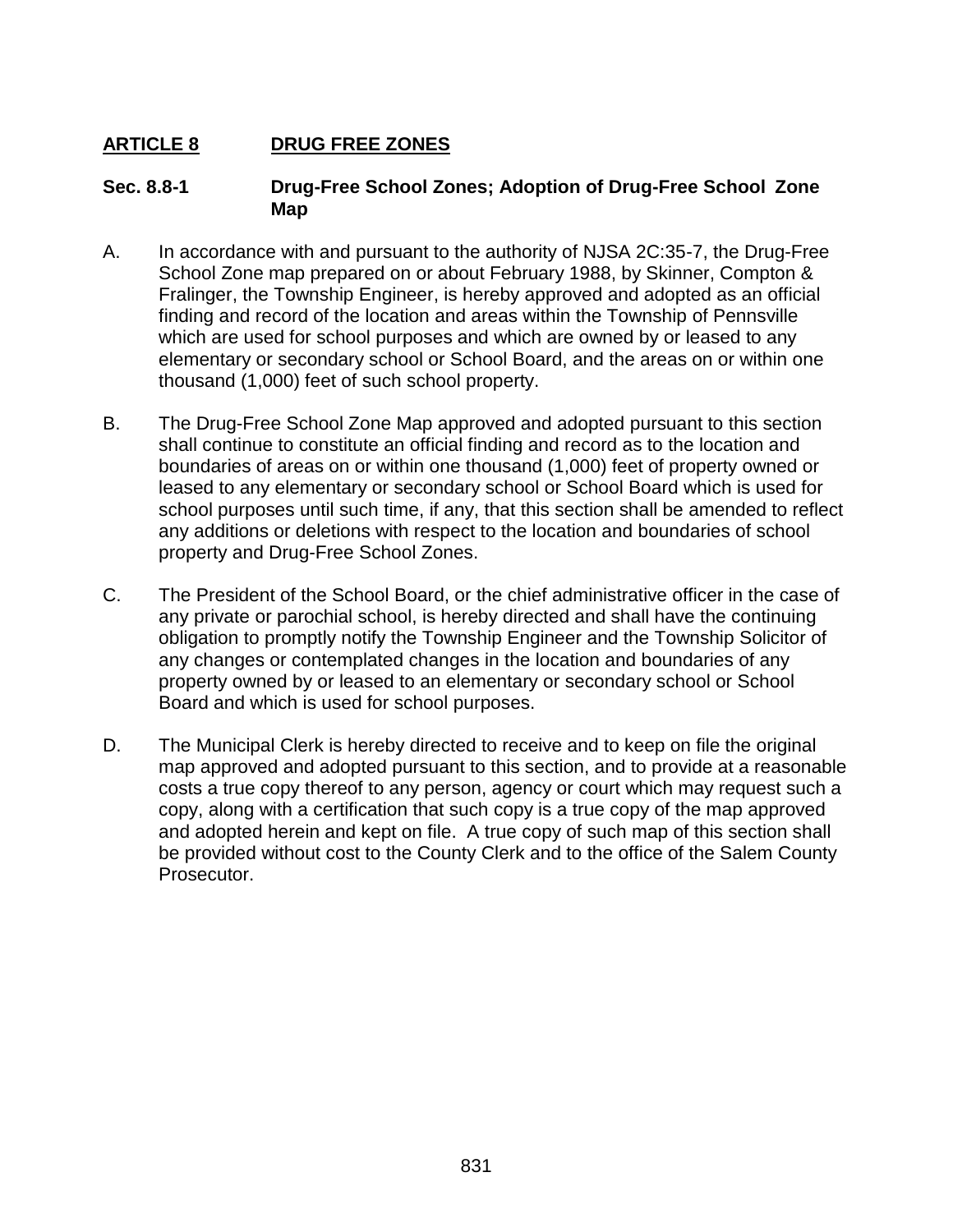## ARTICLE 8 DRUG FREE ZONES

### Sec. 8.8-1 Drug-Free School Zones; Adoption of Drug-Free School Zone Map

A. In accordance with and pursuant to the authority of NJSA 2C:35-7, the Drug-Free School Zone map prepared on or about February 1988, by Skinner, Compton & Fralinger, the Township Engineer, is hereby approved and adopted as an official finding and record of the location and areas within the Township of Pennsville which are used for school purposes and which are owned by or leased to any elementary or secondary school or School Board, and the areas on or within one thousand (1,000) feet of such school property.

B. The Drug-Free School Zone Map approved and adopted pursuant to this section shall continue to constitute an official finding and record as to the location and boundaries of areas on or within one thousand (1,000) feet of property owned or leased to any elementary or secondary school or School Board which is used for school purposes until such time, if any, that this section shall be amended to reflect any additions or deletions with respect to the location and boundaries of school property and Drug-Free School Zones.

C. The President of the School Board, or the chief administrative officer in the case of any private or parochial school, is hereby directed and shall have the continuing obligation to promptly notify the Township Engineer and the Township Solicitor of any changes or contemplated changes in the location and boundaries of any property owned by or leased to an elementary or secondary school or School Board and which is used for school purposes.

D. The Municipal Clerk is hereby directed to receive and to keep on file the original map approved and adopted pursuant to this section, and to provide at a reasonable costs a true copy thereof to any person, agency or court which may request such a copy, along with a certification that such copy is a true copy of the map approved and adopted herein and kept on file. A true copy of such map of this section shall be provided without cost to the County Clerk and to the office of the Salem County Prosecutor.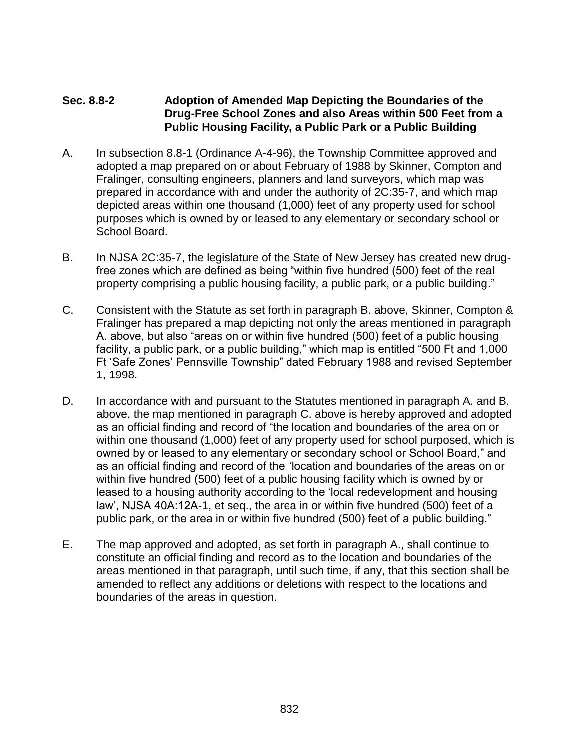### Sec. 8.8-2 Adoption of Amended Map Depicting the Boundaries of the Drug-Free School Zones and also Areas within 500 Feet from a Public Housing Facility, a Public Park or a Public Building

A. In subsection 8.8-1 (Ordinance A-4-96), the Township Committee approved and adopted a map prepared on or about February of 1988 by Skinner, Compton and Fralinger, consulting engineers, planners and land surveyors, which map was prepared in accordance with and under the authority of 2C:35-7, and which map depicted areas within one thousand (1,000) feet of any property used for school purposes which is owned by or leased to any elementary or secondary school or School Board.

B. In NJSA 2C:35-7, the legislature of the State of New Jersey has created new drug-free zones which are defined as being "within five hundred (500) feet of the real property comprising a public housing facility, a public park, or a public building."

C. Consistent with the Statute as set forth in paragraph B. above, Skinner, Compton & Fralinger has prepared a map depicting not only the areas mentioned in paragraph A. above, but also "areas on or within five hundred (500) feet of a public housing facility, a public park, or a public building," which map is entitled "500 Ft and 1,000 Ft 'Safe Zones' Pennsville Township" dated February 1988 and revised September 1, 1998.

D. In accordance with and pursuant to the Statutes mentioned in paragraph A. and B. above, the map mentioned in paragraph C. above is hereby approved and adopted as an official finding and record of "the location and boundaries of the area on or within one thousand (1,000) feet of any property used for school purposed, which is owned by or leased to any elementary or secondary school or School Board," and as an official finding and record of the "location and boundaries of the areas on or within five hundred (500) feet of a public housing facility which is owned by or leased to a housing authority according to the 'local redevelopment and housing law', NJSA 40A:12A-1, et seq., the area in or within five hundred (500) feet of a public park, or the area in or within five hundred (500) feet of a public building."

E. The map approved and adopted, as set forth in paragraph A., shall continue to constitute an official finding and record as to the location and boundaries of the areas mentioned in that paragraph, until such time, if any, that this section shall be amended to reflect any additions or deletions with respect to the locations and boundaries of the areas in question.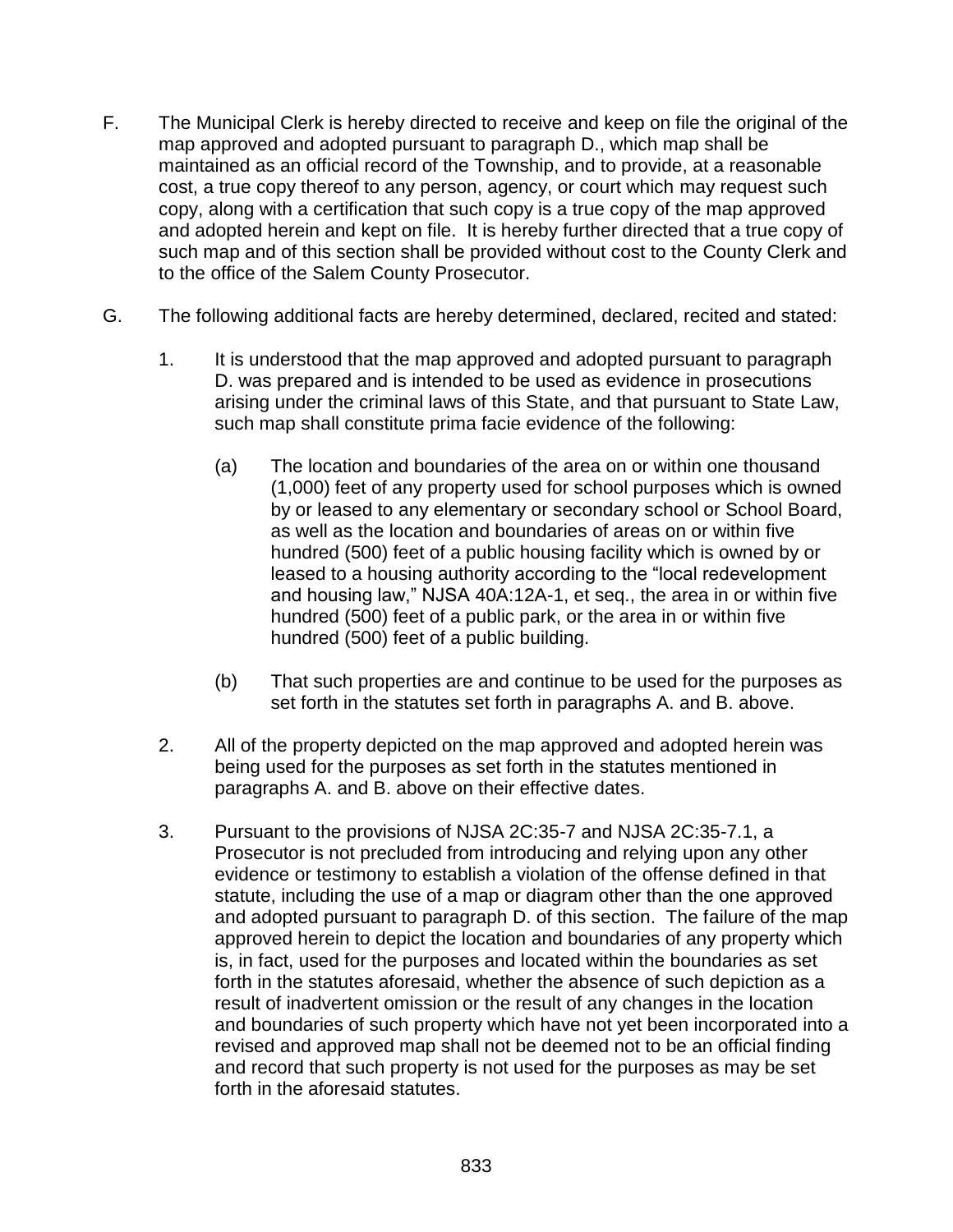F. The Municipal Clerk is hereby directed to receive and keep on file the original of the map approved and adopted pursuant to paragraph D., which map shall be maintained as an official record of the Township, and to provide, at a reasonable cost, a true copy thereof to any person, agency, or court which may request such copy, along with a certification that such copy is a true copy of the map approved and adopted herein and kept on file. It is hereby further directed that a true copy of such map and of this section shall be provided without cost to the County Clerk and to the office of the Salem County Prosecutor.

G. The following additional facts are hereby determined, declared, recited and stated:

1. It is understood that the map approved and adopted pursuant to paragraph D. was prepared and is intended to be used as evidence in prosecutions arising under the criminal laws of this State, and that pursuant to State Law, such map shall constitute prima facie evidence of the following:

   (a) The location and boundaries of the area on or within one thousand (1,000) feet of any property used for school purposes which is owned by or leased to any elementary or secondary school or School Board, as well as the location and boundaries of areas on or within five hundred (500) feet of a public housing facility which is owned by or leased to a housing authority according to the "local redevelopment and housing law," NJSA 40A:12A-1, et seq., the area in or within five hundred (500) feet of a public park, or the area in or within five hundred (500) feet of a public building.

   (b) That such properties are and continue to be used for the purposes as set forth in the statutes set forth in paragraphs A. and B. above.

2. All of the property depicted on the map approved and adopted herein was being used for the purposes as set forth in the statutes mentioned in paragraphs A. and B. above on their effective dates.

3. Pursuant to the provisions of NJSA 2C:35-7 and NJSA 2C:35-7.1, a Prosecutor is not precluded from introducing and relying upon any other evidence or testimony to establish a violation of the offense defined in that statute, including the use of a map or diagram other than the one approved and adopted pursuant to paragraph D. of this section. The failure of the map approved herein to depict the location and boundaries of any property which is, in fact, used for the purposes and located within the boundaries as set forth in the statutes aforesaid, whether the absence of such depiction as a result of inadvertent omission or the result of any changes in the location and boundaries of such property which have not yet been incorporated into a revised and approved map shall not be deemed not to be an official finding and record that such property is not used for the purposes as may be set forth in the aforesaid statutes.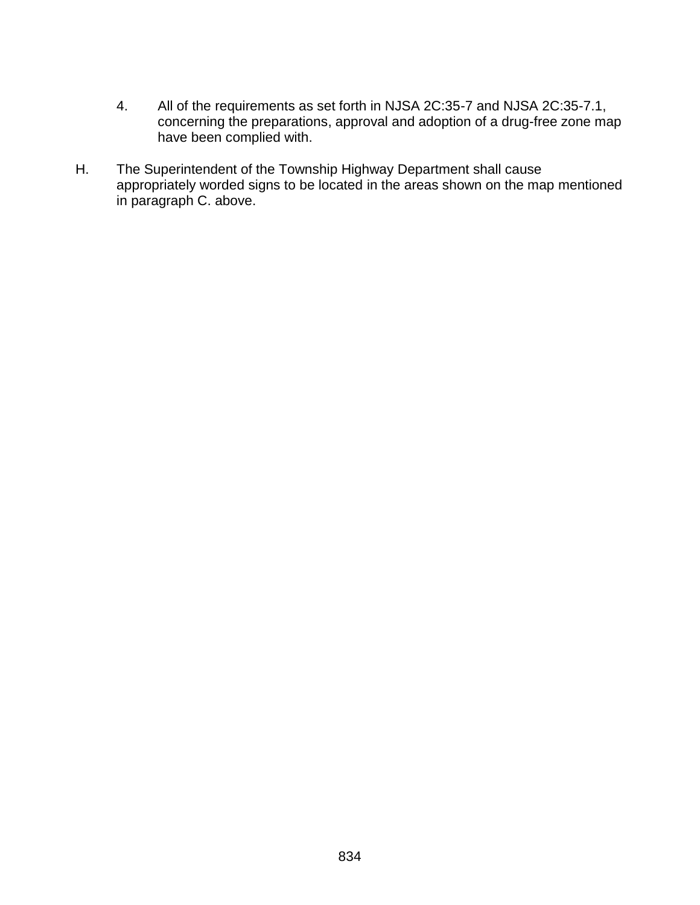4. All of the requirements as set forth in NJSA 2C:35-7 and NJSA 2C:35-7.1, concerning the preparations, approval and adoption of a drug-free zone map have been complied with.

H. The Superintendent of the Township Highway Department shall cause appropriately worded signs to be located in the areas shown on the map mentioned in paragraph C. above.